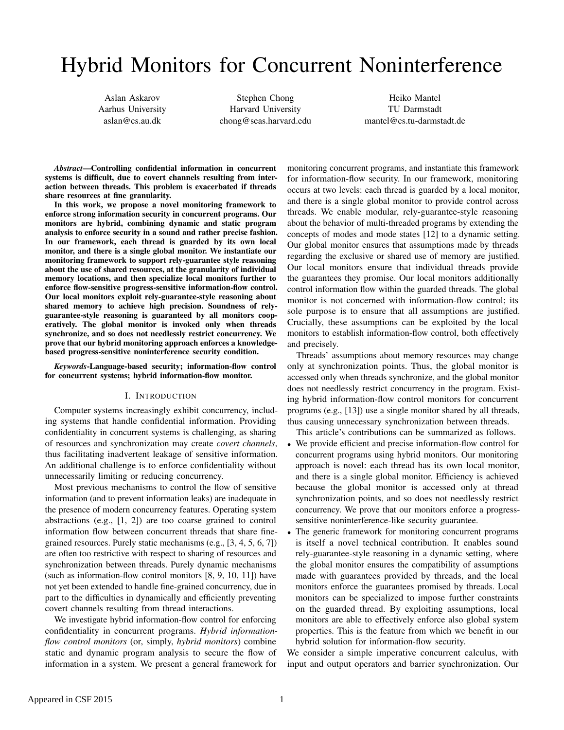# Hybrid Monitors for Concurrent Noninterference

Aslan Askarov
Aarhus University
aslan@cs.au.dk

Stephen Chong
Harvard University
chong@seas.harvard.edu

Heiko Mantel
TU Darmstadt
mantel@cs.tu-darmstadt.de

***Abstract*—Controlling confidential information in concurrent systems is difficult, due to covert channels resulting from interaction between threads. This problem is exacerbated if threads share resources at fine granularity.**

**In this work, we propose a novel monitoring framework to enforce strong information security in concurrent programs. Our monitors are hybrid, combining dynamic and static program analysis to enforce security in a sound and rather precise fashion. In our framework, each thread is guarded by its own local monitor, and there is a single global monitor. We instantiate our monitoring framework to support rely-guarantee style reasoning about the use of shared resources, at the granularity of individual memory locations, and then specialize local monitors further to enforce flow-sensitive progress-sensitive information-flow control. Our local monitors exploit rely-guarantee-style reasoning about shared memory to achieve high precision. Soundness of rely-guarantee-style reasoning is guaranteed by all monitors cooperatively. The global monitor is invoked only when threads synchronize, and so does not needlessly restrict concurrency. We prove that our hybrid monitoring approach enforces a knowledge-based progress-sensitive noninterference security condition.**

***Keywords*-Language-based security; information-flow control for concurrent systems; hybrid information-flow monitor.**

## I. Introduction

Computer systems increasingly exhibit concurrency, including systems that handle confidential information. Providing confidentiality in concurrent systems is challenging, as sharing of resources and synchronization may create *covert channels*, thus facilitating inadvertent leakage of sensitive information. An additional challenge is to enforce confidentiality without unnecessarily limiting or reducing concurrency.

Most previous mechanisms to control the flow of sensitive information (and to prevent information leaks) are inadequate in the presence of modern concurrency features. Operating system abstractions (e.g., [1, 2]) are too coarse grained to control information flow between concurrent threads that share fine-grained resources. Purely static mechanisms (e.g., [3, 4, 5, 6, 7]) are often too restrictive with respect to sharing of resources and synchronization between threads. Purely dynamic mechanisms (such as information-flow control monitors [8, 9, 10, 11]) have not yet been extended to handle fine-grained concurrency, due in part to the difficulties in dynamically and efficiently preventing covert channels resulting from thread interactions.

We investigate hybrid information-flow control for enforcing confidentiality in concurrent programs. *Hybrid information-flow control monitors* (or, simply, *hybrid monitors*) combine static and dynamic program analysis to secure the flow of information in a system. We present a general framework for monitoring concurrent programs, and instantiate this framework for information-flow security. In our framework, monitoring occurs at two levels: each thread is guarded by a local monitor, and there is a single global monitor to provide control across threads. We enable modular, rely-guarantee-style reasoning about the behavior of multi-threaded programs by extending the concepts of modes and mode states [12] to a dynamic setting. Our global monitor ensures that assumptions made by threads regarding the exclusive or shared use of memory are justified. Our local monitors ensure that individual threads provide the guarantees they promise. Our local monitors additionally control information flow within the guarded threads. The global monitor is not concerned with information-flow control; its sole purpose is to ensure that all assumptions are justified. Crucially, these assumptions can be exploited by the local monitors to establish information-flow control, both effectively and precisely.

Threads' assumptions about memory resources may change only at synchronization points. Thus, the global monitor is accessed only when threads synchronize, and the global monitor does not needlessly restrict concurrency in the program. Existing hybrid information-flow control monitors for concurrent programs (e.g., [13]) use a single monitor shared by all threads, thus causing unnecessary synchronization between threads.

This article's contributions can be summarized as follows.

- We provide efficient and precise information-flow control for concurrent programs using hybrid monitors. Our monitoring approach is novel: each thread has its own local monitor, and there is a single global monitor. Efficiency is achieved because the global monitor is accessed only at thread synchronization points, and so does not needlessly restrict concurrency. We prove that our monitors enforce a progress-sensitive noninterference-like security guarantee.
- The generic framework for monitoring concurrent programs is itself a novel technical contribution. It enables sound rely-guarantee-style reasoning in a dynamic setting, where the global monitor ensures the compatibility of assumptions made with guarantees provided by threads, and the local monitors enforce the guarantees promised by threads. Local monitors can be specialized to impose further constraints on the guarded thread. By exploiting assumptions, local monitors are able to effectively enforce also global system properties. This is the feature from which we benefit in our hybrid solution for information-flow security.

We consider a simple imperative concurrent calculus, with input and output operators and barrier synchronization. Our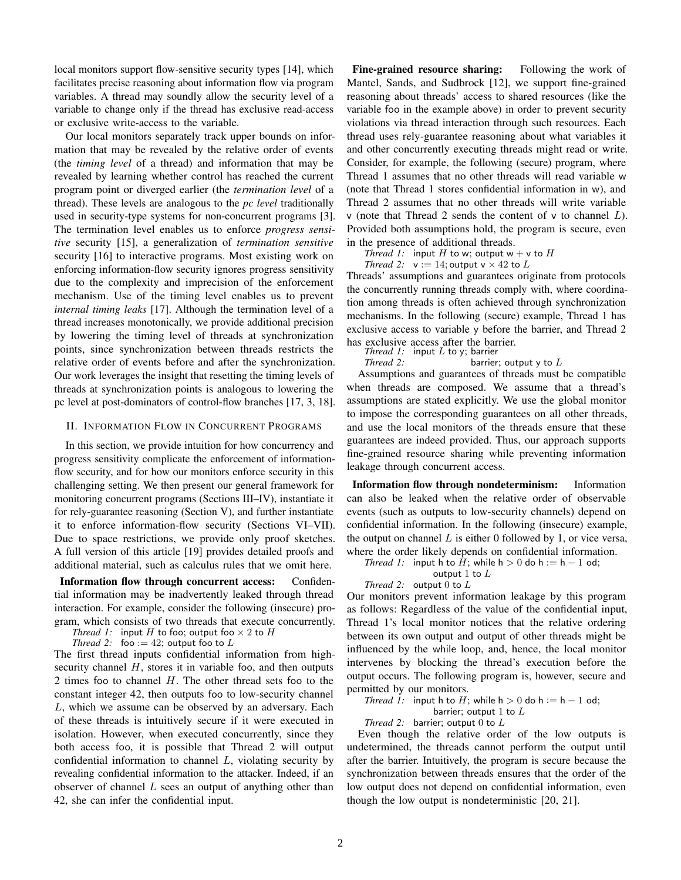local monitors support flow-sensitive security types [14], which facilitates precise reasoning about information flow via program variables. A thread may soundly allow the security level of a variable to change only if the thread has exclusive read-access or exclusive write-access to the variable.

Our local monitors separately track upper bounds on information that may be revealed by the relative order of events (the *timing level* of a thread) and information that may be revealed by learning whether control has reached the current program point or diverged earlier (the *termination level* of a thread). These levels are analogous to the *pc level* traditionally used in security-type systems for non-concurrent programs [3]. The termination level enables us to enforce *progress sensitive* security [15], a generalization of *termination sensitive* security [16] to interactive programs. Most existing work on enforcing information-flow security ignores progress sensitivity due to the complexity and imprecision of the enforcement mechanism. Use of the timing level enables us to prevent *internal timing leaks* [17]. Although the termination level of a thread increases monotonically, we provide additional precision by lowering the timing level of threads at synchronization points, since synchronization between threads restricts the relative order of events before and after the synchronization. Our work leverages the insight that resetting the timing levels of threads at synchronization points is analogous to lowering the pc level at post-dominators of control-flow branches [17, 3, 18].

## II. Information Flow in Concurrent Programs

In this section, we provide intuition for how concurrency and progress sensitivity complicate the enforcement of information-flow security, and for how our monitors enforce security in this challenging setting. We then present our general framework for monitoring concurrent programs (Sections III–IV), instantiate it for rely-guarantee reasoning (Section V), and further instantiate it to enforce information-flow security (Sections VI–VII). Due to space restrictions, we provide only proof sketches. A full version of this article [19] provides detailed proofs and additional material, such as calculus rules that we omit here.

**Information flow through concurrent access:** Confidential information may be inadvertently leaked through thread interaction. For example, consider the following (insecure) program, which consists of two threads that execute concurrently.

*Thread 1:* input $H$ to foo; output foo $\times$ 2 to $H$
*Thread 2:* foo := 42; output foo to $L$

The first thread inputs confidential information from high-security channel $H$, stores it in variable foo, and then outputs 2 times foo to channel $H$. The other thread sets foo to the constant integer 42, then outputs foo to low-security channel $L$, which we assume can be observed by an adversary. Each of these threads is intuitively secure if it were executed in isolation. However, when executed concurrently, since they both access foo, it is possible that Thread 2 will output confidential information to channel $L$, violating security by revealing confidential information to the attacker. Indeed, if an observer of channel $L$ sees an output of anything other than 42, she can infer the confidential input.

**Fine-grained resource sharing:** Following the work of Mantel, Sands, and Sudbrock [12], we support fine-grained reasoning about threads' access to shared resources (like the variable foo in the example above) in order to prevent security violations via thread interaction through such resources. Each thread uses rely-guarantee reasoning about what variables it and other concurrently executing threads might read or write. Consider, for example, the following (secure) program, where Thread 1 assumes that no other threads will read variable w (note that Thread 1 stores confidential information in w), and Thread 2 assumes that no other threads will write variable v (note that Thread 2 sends the content of v to channel $L$). Provided both assumptions hold, the program is secure, even in the presence of additional threads.

*Thread 1:* input $H$ to w; output w + v to $H$
*Thread 2:* v := 14; output v $\times$ 42 to $L$

Threads' assumptions and guarantees originate from protocols the concurrently running threads comply with, where coordination among threads is often achieved through synchronization mechanisms. In the following (secure) example, Thread 1 has exclusive access to variable y before the barrier, and Thread 2 has exclusive access after the barrier.

*Thread 1:* input $L$ to y; barrier
*Thread 2:* barrier; output y to $L$

Assumptions and guarantees of threads must be compatible when threads are composed. We assume that a thread's assumptions are stated explicitly. We use the global monitor to impose the corresponding guarantees on all other threads, and use the local monitors of the threads ensure that these guarantees are indeed provided. Thus, our approach supports fine-grained resource sharing while preventing information leakage through concurrent access.

**Information flow through nondeterminism:** Information can also be leaked when the relative order of observable events (such as outputs to low-security channels) depend on confidential information. In the following (insecure) example, the output on channel $L$ is either 0 followed by 1, or vice versa, where the order likely depends on confidential information.

*Thread 1:* input h to $H$; while h $> 0$ do h := h $- 1$ od; output 1 to $L$
*Thread 2:* output 0 to $L$

Our monitors prevent information leakage by this program as follows: Regardless of the value of the confidential input, Thread 1's local monitor notices that the relative ordering between its own output and output of other threads might be influenced by the while loop, and, hence, the local monitor intervenes by blocking the thread's execution before the output occurs. The following program is, however, secure and permitted by our monitors.

*Thread 1:* input h to $H$; while h $> 0$ do h := h $- 1$ od; barrier; output 1 to $L$
*Thread 2:* barrier; output 0 to $L$

Even though the relative order of the low outputs is undetermined, the threads cannot perform the output until after the barrier. Intuitively, the program is secure because the synchronization between threads ensures that the order of the low output does not depend on confidential information, even though the low output is nondeterministic [20, 21].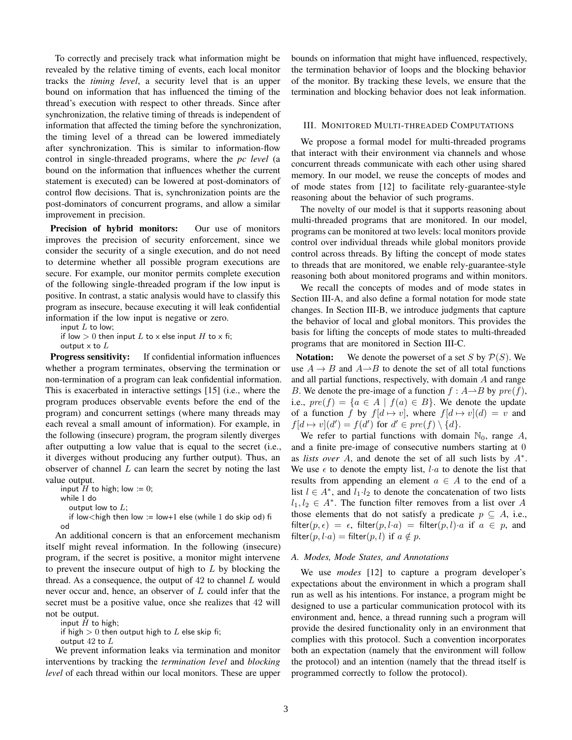To correctly and precisely track what information might be revealed by the relative timing of events, each local monitor tracks the *timing level*, a security level that is an upper bound on information that has influenced the timing of the thread's execution with respect to other threads. Since after synchronization, the relative timing of threads is independent of information that affected the timing before the synchronization, the timing level of a thread can be lowered immediately after synchronization. This is similar to information-flow control in single-threaded programs, where the *pc level* (a bound on the information that influences whether the current statement is executed) can be lowered at post-dominators of control flow decisions. That is, synchronization points are the post-dominators of concurrent programs, and allow a similar improvement in precision.

**Precision of hybrid monitors:** Our use of monitors improves the precision of security enforcement, since we consider the security of a single execution, and do not need to determine whether all possible program executions are secure. For example, our monitor permits complete execution of the following single-threaded program if the low input is positive. In contrast, a static analysis would have to classify this program as insecure, because executing it will leak confidential information if the low input is negative or zero.

```
input L to low;
if low > 0 then input L to x else input H to x fi;
output x to L
```

**Progress sensitivity:** If confidential information influences whether a program terminates, observing the termination or non-termination of a program can leak confidential information. This is exacerbated in interactive settings [15] (i.e., where the program produces observable events before the end of the program) and concurrent settings (where many threads may each reveal a small amount of information). For example, in the following (insecure) program, the program silently diverges after outputting a low value that is equal to the secret (i.e., it diverges without producing any further output). Thus, an observer of channel $L$ can learn the secret by noting the last value output.

```
input H to high; low := 0;
while 1 do
   output low to L;
   if low<high then low := low+1 else (while 1 do skip od) fi
od
```

An additional concern is that an enforcement mechanism itself might reveal information. In the following (insecure) program, if the secret is positive, a monitor might intervene to prevent the insecure output of high to $L$ by blocking the thread. As a consequence, the output of 42 to channel $L$ would never occur and, hence, an observer of $L$ could infer that the secret must be a positive value, once she realizes that 42 will not be output.

```
input H to high;
if high > 0 then output high to L else skip fi;
output 42 to L
```

We prevent information leaks via termination and monitor interventions by tracking the *termination level* and *blocking level* of each thread within our local monitors. These are upper bounds on information that might have influenced, respectively, the termination behavior of loops and the blocking behavior of the monitor. By tracking these levels, we ensure that the termination and blocking behavior does not leak information.

## III. Monitored Multi-threaded Computations

We propose a formal model for multi-threaded programs that interact with their environment via channels and whose concurrent threads communicate with each other using shared memory. In our model, we reuse the concepts of modes and of mode states from [12] to facilitate rely-guarantee-style reasoning about the behavior of such programs.

The novelty of our model is that it supports reasoning about multi-threaded programs that are monitored. In our model, programs can be monitored at two levels: local monitors provide control over individual threads while global monitors provide control across threads. By lifting the concept of mode states to threads that are monitored, we enable rely-guarantee-style reasoning both about monitored programs and within monitors.

We recall the concepts of modes and of mode states in Section III-A, and also define a formal notation for mode state changes. In Section III-B, we introduce judgments that capture the behavior of local and global monitors. This provides the basis for lifting the concepts of mode states to multi-threaded programs that are monitored in Section III-C.

**Notation:** We denote the powerset of a set $S$ by $\mathcal{P}(S)$. We use $A \rightarrow B$ and $A \rightharpoonup B$ to denote the set of all total functions and all partial functions, respectively, with domain $A$ and range $B$. We denote the pre-image of a function $f : A \rightharpoonup B$ by $pre(f)$, i.e., $pre(f) = \{a \in A \mid f(a) \in B\}$. We denote the update of a function $f$ by $f[d \mapsto v]$, where $f[d \mapsto v](d) = v$ and $f[d \mapsto v](d') = f(d')$ for $d' \in pre(f) \setminus \{d\}$.

We refer to partial functions with domain $\mathbb{N}_0$, range $A$, and a finite pre-image of consecutive numbers starting at 0 as *lists over* $A$, and denote the set of all such lists by $A^*$. We use $\epsilon$ to denote the empty list, $l{\cdot}a$ to denote the list that results from appending an element $a \in A$ to the end of a list $l \in A^*$, and $l_1{\cdot}l_2$ to denote the concatenation of two lists $l_1, l_2 \in A^*$. The function filter removes from a list over $A$ those elements that do not satisfy a predicate $p \subseteq A$, i.e., $\mathsf{filter}(p, \epsilon) = \epsilon$, $\mathsf{filter}(p, l{\cdot}a) = \mathsf{filter}(p, l){\cdot}a$ if $a \in p$, and $\mathsf{filter}(p, l{\cdot}a) = \mathsf{filter}(p, l)$ if $a \notin p$.

### A. Modes, Mode States, and Annotations

We use *modes* [12] to capture a program developer's expectations about the environment in which a program shall run as well as his intentions. For instance, a program might be designed to use a particular communication protocol with its environment and, hence, a thread running such a program will provide the desired functionality only in an environment that complies with this protocol. Such a convention incorporates both an expectation (namely that the environment will follow the protocol) and an intention (namely that the thread itself is programmed correctly to follow the protocol).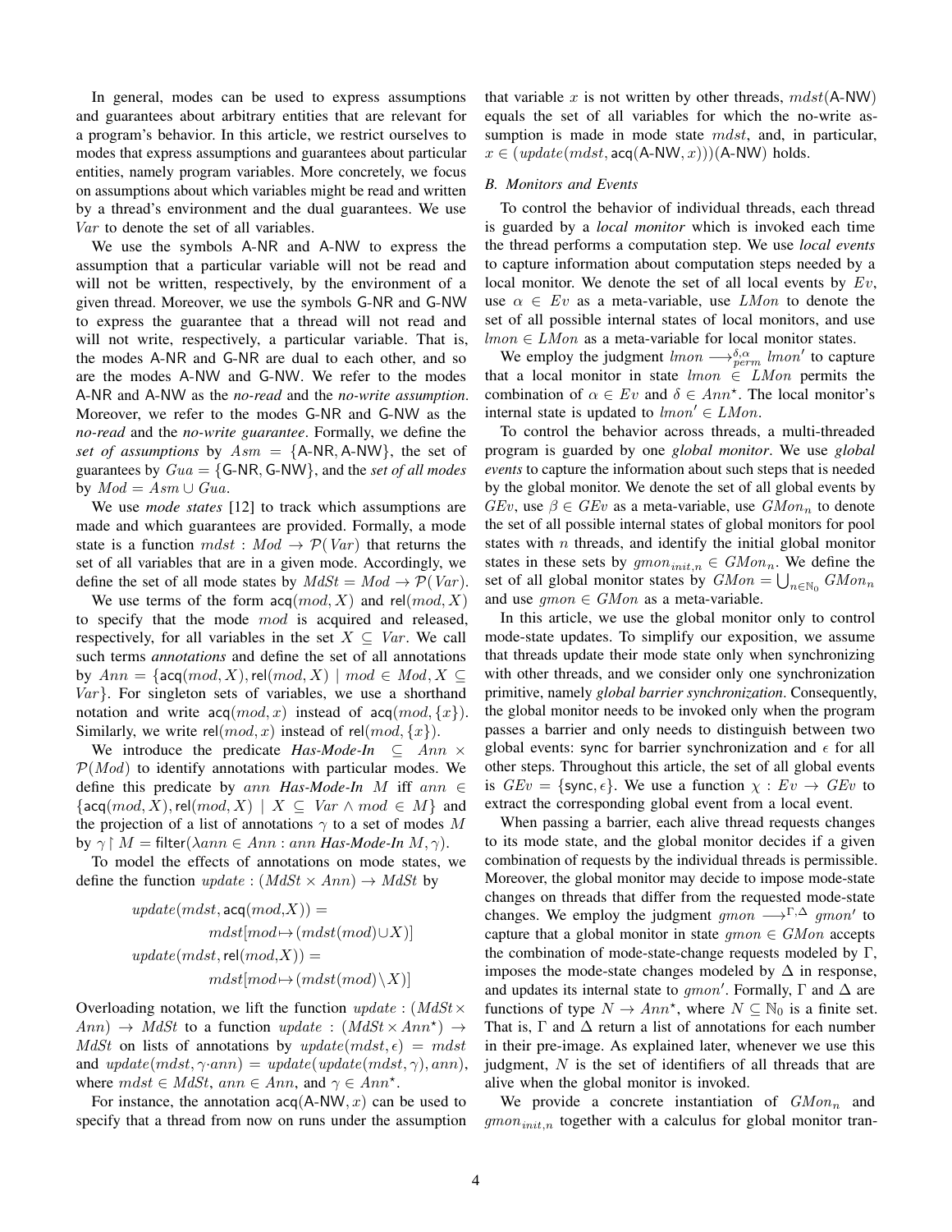In general, modes can be used to express assumptions and guarantees about arbitrary entities that are relevant for a program's behavior. In this article, we restrict ourselves to modes that express assumptions and guarantees about particular entities, namely program variables. More concretely, we focus on assumptions about which variables might be read and written by a thread's environment and the dual guarantees. We use $\mathit{Var}$ to denote the set of all variables.

We use the symbols A-NR and A-NW to express the assumption that a particular variable will not be read and will not be written, respectively, by the environment of a given thread. Moreover, we use the symbols G-NR and G-NW to express the guarantee that a thread will not read and will not write, respectively, a particular variable. That is, the modes A-NR and G-NR are dual to each other, and so are the modes A-NW and G-NW. We refer to the modes A-NR and A-NW as the *no-read* and the *no-write assumption*. Moreover, we refer to the modes G-NR and G-NW as the *no-read* and the *no-write guarantee*. Formally, we define the *set of assumptions* by $\mathit{Asm} = \{\mathsf{A\text{-}NR}, \mathsf{A\text{-}NW}\}$, the set of guarantees by $\mathit{Gua} = \{\mathsf{G\text{-}NR}, \mathsf{G\text{-}NW}\}$, and the *set of all modes* by $\mathit{Mod} = \mathit{Asm} \cup \mathit{Gua}$.

We use *mode states* [12] to track which assumptions are made and which guarantees are provided. Formally, a mode state is a function $\mathit{mdst} : \mathit{Mod} \to \mathcal{P}(\mathit{Var})$ that returns the set of all variables that are in a given mode. Accordingly, we define the set of all mode states by $\mathit{MdSt} = \mathit{Mod} \to \mathcal{P}(\mathit{Var})$.

We use terms of the form $\mathsf{acq}(\mathit{mod}, X)$ and $\mathsf{rel}(\mathit{mod}, X)$ to specify that the mode $\mathit{mod}$ is acquired and released, respectively, for all variables in the set $X \subseteq \mathit{Var}$. We call such terms *annotations* and define the set of all annotations by $\mathit{Ann} = \{\mathsf{acq}(\mathit{mod}, X), \mathsf{rel}(\mathit{mod}, X) \mid \mathit{mod} \in \mathit{Mod}, X \subseteq \mathit{Var}\}$. For singleton sets of variables, we use a shorthand notation and write $\mathsf{acq}(\mathit{mod}, x)$ instead of $\mathsf{acq}(\mathit{mod}, \{x\})$. Similarly, we write $\mathsf{rel}(\mathit{mod}, x)$ instead of $\mathsf{rel}(\mathit{mod}, \{x\})$.

We introduce the predicate ***Has-Mode-In*** $\subseteq \mathit{Ann} \times \mathcal{P}(\mathit{Mod})$ to identify annotations with particular modes. We define this predicate by $\mathit{ann}$ ***Has-Mode-In*** $M$ iff $\mathit{ann} \in \{\mathsf{acq}(\mathit{mod}, X), \mathsf{rel}(\mathit{mod}, X) \mid X \subseteq \mathit{Var} \wedge \mathit{mod} \in M\}$ and the projection of a list of annotations $\gamma$ to a set of modes $M$ by $\gamma \restriction M = \mathsf{filter}(\lambda \mathit{ann} \in \mathit{Ann} : \mathit{ann}$ ***Has-Mode-In*** $M, \gamma)$.

To model the effects of annotations on mode states, we define the function $\mathit{update} : (\mathit{MdSt} \times \mathit{Ann}) \to \mathit{MdSt}$ by

$$\begin{aligned}
&\mathit{update}(\mathit{mdst}, \mathsf{acq}(\mathit{mod}, X)) = \\
&\qquad \mathit{mdst}[\mathit{mod} \mapsto (\mathit{mdst}(\mathit{mod}) \cup X)] \\
&\mathit{update}(\mathit{mdst}, \mathsf{rel}(\mathit{mod}, X)) = \\
&\qquad \mathit{mdst}[\mathit{mod} \mapsto (\mathit{mdst}(\mathit{mod}) \setminus X)]
\end{aligned}$$

Overloading notation, we lift the function $\mathit{update} : (\mathit{MdSt} \times \mathit{Ann}) \to \mathit{MdSt}$ to a function $\mathit{update} : (\mathit{MdSt} \times \mathit{Ann}^\star) \to \mathit{MdSt}$ on lists of annotations by $\mathit{update}(\mathit{mdst}, \epsilon) = \mathit{mdst}$ and $\mathit{update}(\mathit{mdst}, \gamma \cdot \mathit{ann}) = \mathit{update}(\mathit{update}(\mathit{mdst}, \gamma), \mathit{ann})$, where $\mathit{mdst} \in \mathit{MdSt}$, $\mathit{ann} \in \mathit{Ann}$, and $\gamma \in \mathit{Ann}^\star$.

For instance, the annotation $\mathsf{acq}(\mathsf{A\text{-}NW}, x)$ can be used to specify that a thread from now on runs under the assumption that variable $x$ is not written by other threads, $\mathit{mdst}(\mathsf{A\text{-}NW})$ equals the set of all variables for which the no-write assumption is made in mode state $\mathit{mdst}$, and, in particular, $x \in (\mathit{update}(\mathit{mdst}, \mathsf{acq}(\mathsf{A\text{-}NW}, x)))(\mathsf{A\text{-}NW})$ holds.

### B. Monitors and Events

To control the behavior of individual threads, each thread is guarded by a *local monitor* which is invoked each time the thread performs a computation step. We use *local events* to capture information about computation steps needed by a local monitor. We denote the set of all local events by $\mathit{Ev}$, use $\alpha \in \mathit{Ev}$ as a meta-variable, use $\mathit{LMon}$ to denote the set of all possible internal states of local monitors, and use $\mathit{lmon} \in \mathit{LMon}$ as a meta-variable for local monitor states.

We employ the judgment $\mathit{lmon} \longrightarrow^{\delta,\alpha}_{\mathit{perm}} \mathit{lmon}'$ to capture that a local monitor in state $\mathit{lmon} \in \mathit{LMon}$ permits the combination of $\alpha \in \mathit{Ev}$ and $\delta \in \mathit{Ann}^\star$. The local monitor's internal state is updated to $\mathit{lmon}' \in \mathit{LMon}$.

To control the behavior across threads, a multi-threaded program is guarded by one *global monitor*. We use *global events* to capture the information about such steps that is needed by the global monitor. We denote the set of all global events by $\mathit{GEv}$, use $\beta \in \mathit{GEv}$ as a meta-variable, use $\mathit{GMon}_n$ to denote the set of all possible internal states of global monitors for pool states with $n$ threads, and identify the initial global monitor states in these sets by $\mathit{gmon}_{\mathit{init},n} \in \mathit{GMon}_n$. We define the set of all global monitor states by $\mathit{GMon} = \bigcup_{n \in \mathbb{N}_0} \mathit{GMon}_n$ and use $\mathit{gmon} \in \mathit{GMon}$ as a meta-variable.

In this article, we use the global monitor only to control mode-state updates. To simplify our exposition, we assume that threads update their mode state only when synchronizing with other threads, and we consider only one synchronization primitive, namely *global barrier synchronization*. Consequently, the global monitor needs to be invoked only when the program passes a barrier and only needs to distinguish between two global events: $\mathsf{sync}$ for barrier synchronization and $\epsilon$ for all other steps. Throughout this article, the set of all global events is $\mathit{GEv} = \{\mathsf{sync}, \epsilon\}$. We use a function $\chi : \mathit{Ev} \to \mathit{GEv}$ to extract the corresponding global event from a local event.

When passing a barrier, each alive thread requests changes to its mode state, and the global monitor decides if a given combination of requests by the individual threads is permissible. Moreover, the global monitor may decide to impose mode-state changes on threads that differ from the requested mode-state changes. We employ the judgment $\mathit{gmon} \longrightarrow^{\Gamma,\Delta} \mathit{gmon}'$ to capture that a global monitor in state $\mathit{gmon} \in \mathit{GMon}$ accepts the combination of mode-state-change requests modeled by $\Gamma$, imposes the mode-state changes modeled by $\Delta$ in response, and updates its internal state to $\mathit{gmon}'$. Formally, $\Gamma$ and $\Delta$ are functions of type $N \to \mathit{Ann}^\star$, where $N \subseteq \mathbb{N}_0$ is a finite set. That is, $\Gamma$ and $\Delta$ return a list of annotations for each number in their pre-image. As explained later, whenever we use this judgment, $N$ is the set of identifiers of all threads that are alive when the global monitor is invoked.

We provide a concrete instantiation of $\mathit{GMon}_n$ and $\mathit{gmon}_{\mathit{init},n}$ together with a calculus for global monitor tran-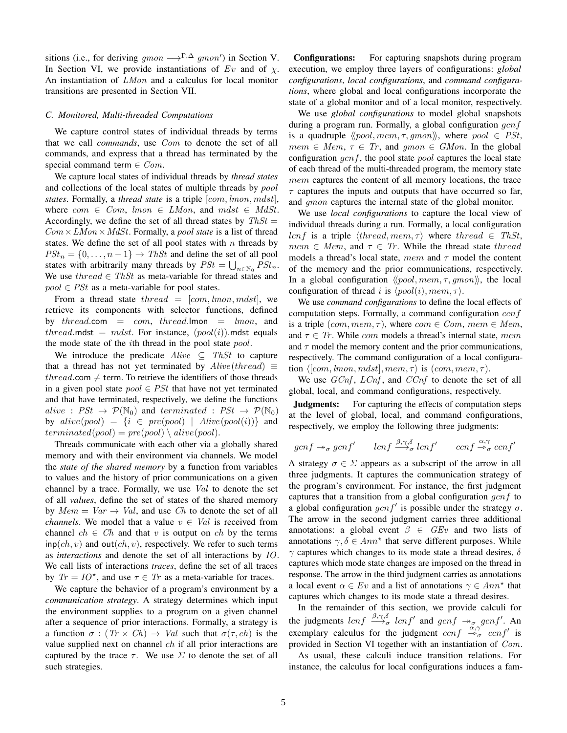sitions (i.e., for deriving $gmon \longrightarrow^{\Gamma,\Delta} gmon'$) in Section V. In Section VI, we provide instantiations of $Ev$ and of $\chi$. An instantiation of $LMon$ and a calculus for local monitor transitions are presented in Section VII.

### C. Monitored, Multi-threaded Computations

We capture control states of individual threads by terms that we call *commands*, use $Com$ to denote the set of all commands, and express that a thread has terminated by the special command $\mathsf{term} \in Com$.

We capture local states of individual threads by *thread states* and collections of the local states of multiple threads by *pool states*. Formally, a *thread state* is a triple $[com, lmon, mdst]$, where $com \in Com$, $lmon \in LMon$, and $mdst \in MdSt$. Accordingly, we define the set of all thread states by $ThSt = Com \times LMon \times MdSt$. Formally, a *pool state* is a list of thread states. We define the set of all pool states with $n$ threads by $PSt_n = \{0, \ldots, n-1\} \rightarrow ThSt$ and define the set of all pool states with arbitrarily many threads by $PSt = \bigcup_{n \in \mathbb{N}_0} PSt_n$. We use $thread \in ThSt$ as meta-variable for thread states and $pool \in PSt$ as a meta-variable for pool states.

From a thread state $thread = [com, lmon, mdst]$, we retrieve its components with selector functions, defined by $thread.\mathsf{com} = com$, $thread.\mathsf{lmon} = lmon$, and $thread.\mathsf{mdst} = mdst$. For instance, $(pool(i)).\mathsf{mdst}$ equals the mode state of the $i$th thread in the pool state $pool$.

We introduce the predicate $Alive \subseteq ThSt$ to capture that a thread has not yet terminated by $Alive(thread) \equiv thread.\mathsf{com} \neq \mathsf{term}$. To retrieve the identifiers of those threads in a given pool state $pool \in PSt$ that have not yet terminated and that have terminated, respectively, we define the functions $alive : PSt \rightarrow \mathcal{P}(\mathbb{N}_0)$ and $terminated : PSt \rightarrow \mathcal{P}(\mathbb{N}_0)$ by $alive(pool) = \{i \in pre(pool) \mid Alive(pool(i))\}$ and $terminated(pool) = pre(pool) \setminus alive(pool)$.

Threads communicate with each other via a globally shared memory and with their environment via channels. We model the *state of the shared memory* by a function from variables to values and the history of prior communications on a given channel by a trace. Formally, we use $Val$ to denote the set of all *values*, define the set of states of the shared memory by $Mem = Var \rightarrow Val$, and use $Ch$ to denote the set of all *channels*. We model that a value $v \in Val$ is received from channel $ch \in Ch$ and that $v$ is output on $ch$ by the terms $\mathsf{inp}(ch, v)$ and $\mathsf{out}(ch, v)$, respectively. We refer to such terms as *interactions* and denote the set of all interactions by $IO$. We call lists of interactions *traces*, define the set of all traces by $Tr = IO^{\star}$, and use $\tau \in Tr$ as a meta-variable for traces.

We capture the behavior of a program's environment by a *communication strategy*. A strategy determines which input the environment supplies to a program on a given channel after a sequence of prior interactions. Formally, a strategy is a function $\sigma : (Tr \times Ch) \rightarrow Val$ such that $\sigma(\tau, ch)$ is the value supplied next on channel $ch$ if all prior interactions are captured by the trace $\tau$. We use $\Sigma$ to denote the set of all such strategies.

**Configurations:** For capturing snapshots during program execution, we employ three layers of configurations: *global configurations*, *local configurations*, and *command configurations*, where global and local configurations incorporate the state of a global monitor and of a local monitor, respectively.

We use *global configurations* to model global snapshots during a program run. Formally, a global configuration $gcnf$ is a quadruple $\langle\!\langle pool, mem, \tau, gmon \rangle\!\rangle$, where $pool \in PSt$, $mem \in Mem$, $\tau \in Tr$, and $gmon \in GMon$. In the global configuration $gcnf$, the pool state $pool$ captures the local state of each thread of the multi-threaded program, the memory state $mem$ captures the content of all memory locations, the trace $\tau$ captures the inputs and outputs that have occurred so far, and $gmon$ captures the internal state of the global monitor.

We use *local configurations* to capture the local view of individual threads during a run. Formally, a local configuration $lcnf$ is a triple $\langle thread, mem, \tau \rangle$ where $thread \in ThSt$, $mem \in Mem$, and $\tau \in Tr$. While the thread state $thread$ models a thread's local state, $mem$ and $\tau$ model the content of the memory and the prior communications, respectively. In a global configuration $\langle\!\langle pool, mem, \tau, gmon \rangle\!\rangle$, the local configuration of thread $i$ is $\langle pool(i), mem, \tau \rangle$.

We use *command configurations* to define the local effects of computation steps. Formally, a command configuration $ccnf$ is a triple $(com, mem, \tau)$, where $com \in Com$, $mem \in Mem$, and $\tau \in Tr$. While $com$ models a thread's internal state, $mem$ and $\tau$ model the memory content and the prior communications, respectively. The command configuration of a local configuration $\langle [com, lmon, mdst], mem, \tau \rangle$ is $(com, mem, \tau)$.

We use $GCnf$, $LCnf$, and $CCnf$ to denote the set of all global, local, and command configurations, respectively.

**Judgments:** For capturing the effects of computation steps at the level of global, local, and command configurations, respectively, we employ the following three judgments:

$$gcnf \twoheadrightarrow_{\sigma} gcnf' \qquad lcnf \xrightarrow{\beta,\gamma,\delta}_{\sigma} lcnf' \qquad ccnf \xrightarrow{\alpha,\gamma}_{\sigma} ccnf'$$

A strategy $\sigma \in \Sigma$ appears as a subscript of the arrow in all three judgments. It captures the communication strategy of the program's environment. For instance, the first judgment captures that a transition from a global configuration $gcnf$ to a global configuration $gcnf'$ is possible under the strategy $\sigma$. The arrow in the second judgment carries three additional annotations: a global event $\beta \in GEv$ and two lists of annotations $\gamma, \delta \in Ann^{\star}$ that serve different purposes. While $\gamma$ captures which changes to its mode state a thread desires, $\delta$ captures which mode state changes are imposed on the thread in response. The arrow in the third judgment carries as annotations a local event $\alpha \in Ev$ and a list of annotations $\gamma \in Ann^{\star}$ that captures which changes to its mode state a thread desires.

In the remainder of this section, we provide calculi for the judgments $lcnf \xrightarrow{\beta,\gamma,\delta}_{\sigma} lcnf'$ and $gcnf \twoheadrightarrow_{\sigma} gcnf'$. An exemplary calculus for the judgment $ccnf \xrightarrow{\alpha,\gamma}_{\sigma} ccnf'$ is provided in Section VI together with an instantiation of $Com$.

As usual, these calculi induce transition relations. For instance, the calculus for local configurations induces a fam-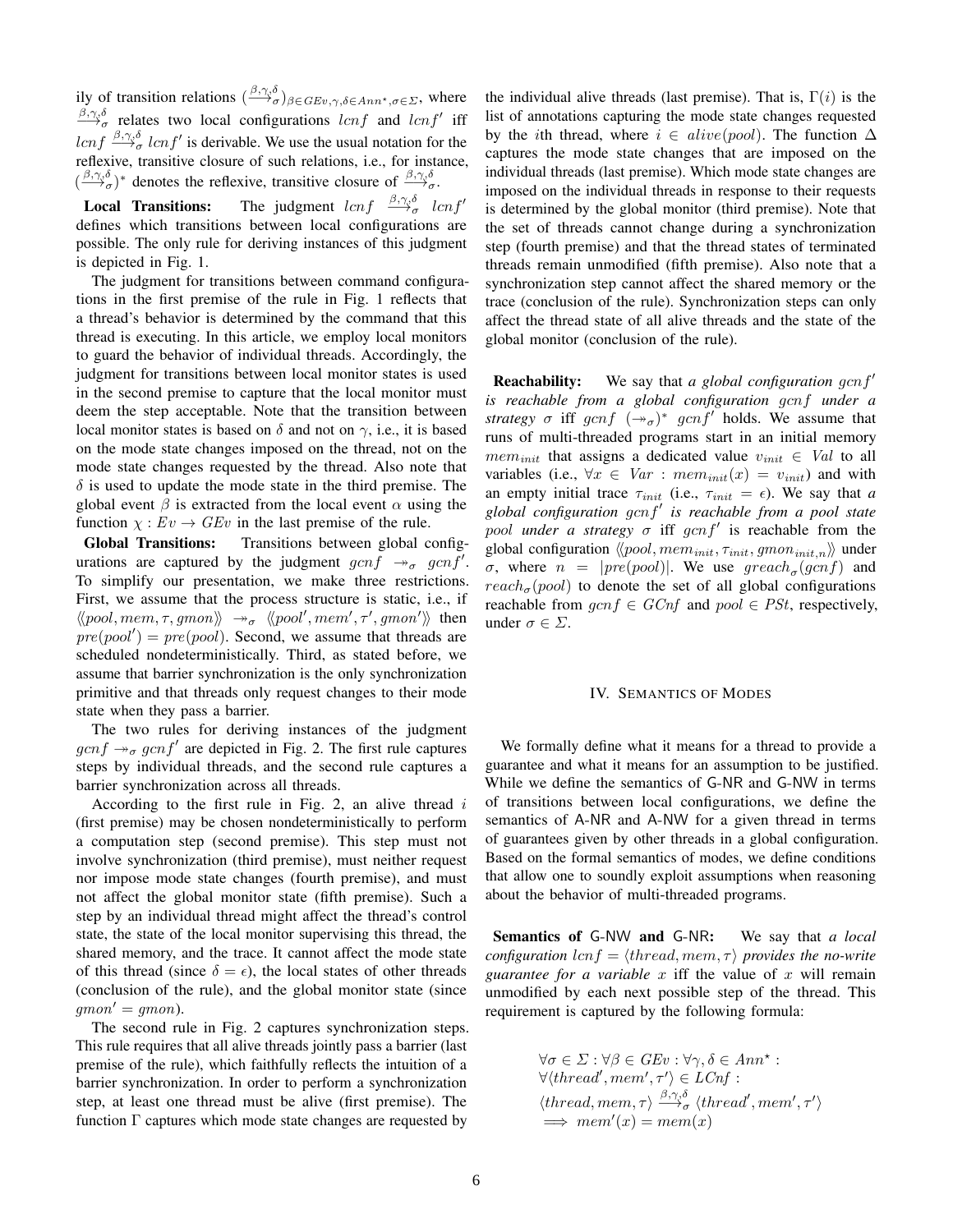ily of transition relations $(\xrightarrow{\beta,\gamma,\delta}_{\sigma})_{\beta \in GEv, \gamma,\delta \in Ann^{\star}, \sigma \in \Sigma}$, where $\xrightarrow{\beta,\gamma,\delta}_{\sigma}$ relates two local configurations $lcnf$ and $lcnf'$ iff $lcnf \xrightarrow{\beta,\gamma,\delta}_{\sigma} lcnf'$ is derivable. We use the usual notation for the reflexive, transitive closure of such relations, i.e., for instance, $(\xrightarrow{\beta,\gamma,\delta}_{\sigma})^*$ denotes the reflexive, transitive closure of $\xrightarrow{\beta,\gamma,\delta}_{\sigma}$.

**Local Transitions:** The judgment $lcnf \xrightarrow{\beta,\gamma,\delta}_{\sigma} lcnf'$ defines which transitions between local configurations are possible. The only rule for deriving instances of this judgment is depicted in Fig. 1.

The judgment for transitions between command configurations in the first premise of the rule in Fig. 1 reflects that a thread's behavior is determined by the command that this thread is executing. In this article, we employ local monitors to guard the behavior of individual threads. Accordingly, the judgment for transitions between local monitor states is used in the second premise to capture that the local monitor must deem the step acceptable. Note that the transition between local monitor states is based on $\delta$ and not on $\gamma$, i.e., it is based on the mode state changes imposed on the thread, not on the mode state changes requested by the thread. Also note that $\delta$ is used to update the mode state in the third premise. The global event $\beta$ is extracted from the local event $\alpha$ using the function $\chi : Ev \to GEv$ in the last premise of the rule.

**Global Transitions:** Transitions between global configurations are captured by the judgment $gcnf \twoheadrightarrow_{\sigma} gcnf'$. To simplify our presentation, we make three restrictions. First, we assume that the process structure is static, i.e., if $\langle\!\langle pool, mem, \tau, gmon\rangle\!\rangle \twoheadrightarrow_{\sigma} \langle\!\langle pool', mem', \tau', gmon'\rangle\!\rangle$ then $pre(pool') = pre(pool)$. Second, we assume that threads are scheduled nondeterministically. Third, as stated before, we assume that barrier synchronization is the only synchronization primitive and that threads only request changes to their mode state when they pass a barrier.

The two rules for deriving instances of the judgment $gcnf \twoheadrightarrow_{\sigma} gcnf'$ are depicted in Fig. 2. The first rule captures steps by individual threads, and the second rule captures a barrier synchronization across all threads.

According to the first rule in Fig. 2, an alive thread $i$ (first premise) may be chosen nondeterministically to perform a computation step (second premise). This step must not involve synchronization (third premise), must neither request nor impose mode state changes (fourth premise), and must not affect the global monitor state (fifth premise). Such a step by an individual thread might affect the thread's control state, the state of the local monitor supervising this thread, the shared memory, and the trace. It cannot affect the mode state of this thread (since $\delta = \epsilon$), the local states of other threads (conclusion of the rule), and the global monitor state (since $gmon' = gmon$).

The second rule in Fig. 2 captures synchronization steps. This rule requires that all alive threads jointly pass a barrier (last premise of the rule), which faithfully reflects the intuition of a barrier synchronization. In order to perform a synchronization step, at least one thread must be alive (first premise). The function $\Gamma$ captures which mode state changes are requested by the individual alive threads (last premise). That is, $\Gamma(i)$ is the list of annotations capturing the mode state changes requested by the $i$th thread, where $i \in alive(pool)$. The function $\Delta$ captures the mode state changes that are imposed on the individual threads (last premise). Which mode state changes are imposed on the individual threads in response to their requests is determined by the global monitor (third premise). Note that the set of threads cannot change during a synchronization step (fourth premise) and that the thread states of terminated threads remain unmodified (fifth premise). Also note that a synchronization step cannot affect the shared memory or the trace (conclusion of the rule). Synchronization steps can only affect the thread state of all alive threads and the state of the global monitor (conclusion of the rule).

**Reachability:** We say that *a global configuration $gcnf'$ is reachable from a global configuration $gcnf$ under a strategy $\sigma$* iff $gcnf\ (\twoheadrightarrow_{\sigma})^*\ gcnf'$ holds. We assume that runs of multi-threaded programs start in an initial memory $mem_{init}$ that assigns a dedicated value $v_{init} \in Val$ to all variables (i.e., $\forall x \in Var : mem_{init}(x) = v_{init}$) and with an empty initial trace $\tau_{init}$ (i.e., $\tau_{init} = \epsilon$). We say that *a global configuration $gcnf'$ is reachable from a pool state $pool$ under a strategy $\sigma$* iff $gcnf'$ is reachable from the global configuration $\langle\!\langle pool, mem_{init}, \tau_{init}, gmon_{init,n}\rangle\!\rangle$ under $\sigma$, where $n = |pre(pool)|$. We use $greach_{\sigma}(gcnf)$ and $reach_{\sigma}(pool)$ to denote the set of all global configurations reachable from $gcnf \in GCnf$ and $pool \in PSt$, respectively, under $\sigma \in \Sigma$.

## IV. Semantics of Modes

We formally define what it means for a thread to provide a guarantee and what it means for an assumption to be justified. While we define the semantics of G-NR and G-NW in terms of transitions between local configurations, we define the semantics of A-NR and A-NW for a given thread in terms of guarantees given by other threads in a global configuration. Based on the formal semantics of modes, we define conditions that allow one to soundly exploit assumptions when reasoning about the behavior of multi-threaded programs.

**Semantics of G-NW and G-NR:** We say that *a local configuration $lcnf = \langle thread, mem, \tau\rangle$ provides the no-write guarantee for a variable $x$* iff the value of $x$ will remain unmodified by each next possible step of the thread. This requirement is captured by the following formula:

$$\begin{aligned}
&\forall \sigma \in \Sigma : \forall \beta \in GEv : \forall \gamma, \delta \in Ann^{\star} : \\
&\forall \langle thread', mem', \tau'\rangle \in LCnf : \\
&\langle thread, mem, \tau\rangle \xrightarrow{\beta,\gamma,\delta}_{\sigma} \langle thread', mem', \tau'\rangle \\
&\implies mem'(x) = mem(x)
\end{aligned}$$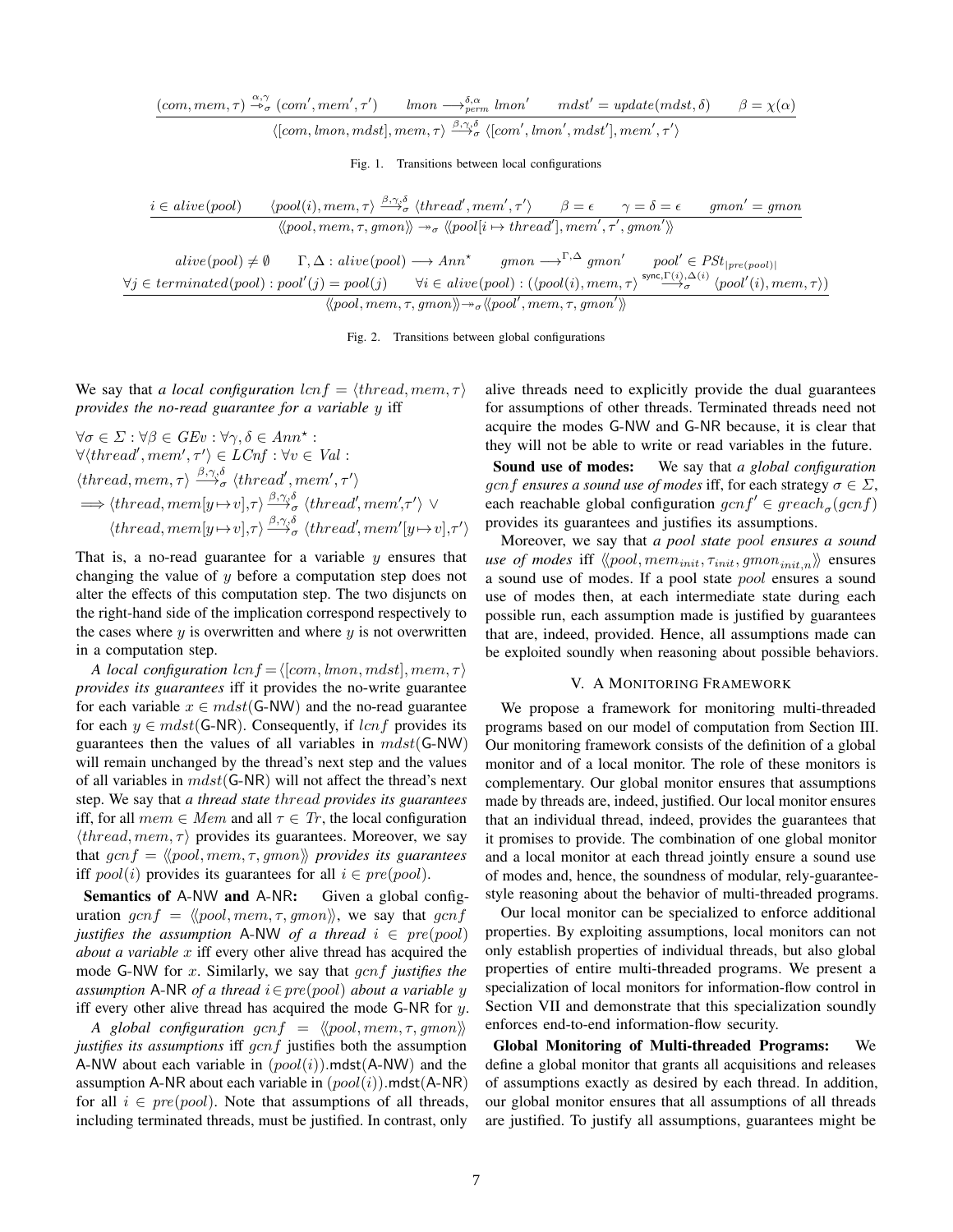$$\frac{(com, mem, \tau) \overset{\alpha,\gamma}{\twoheadrightarrow}_{\sigma} (com', mem', \tau') \qquad lmon \longrightarrow^{\delta,\alpha}_{perm} lmon' \qquad mdst' = update(mdst, \delta) \qquad \beta = \chi(\alpha)}{\langle [com, lmon, mdst], mem, \tau\rangle \xrightarrow{\beta,\gamma,\delta}_{\sigma} \langle [com', lmon', mdst'], mem', \tau'\rangle}$$

Fig. 1. Transitions between local configurations

$$\frac{i \in alive(pool) \qquad \langle pool(i), mem, \tau\rangle \xrightarrow{\beta,\gamma,\delta}_{\sigma} \langle thread', mem', \tau'\rangle \qquad \beta = \epsilon \qquad \gamma = \delta = \epsilon \qquad gmon' = gmon}{\langle\!\langle pool, mem, \tau, gmon\rangle\!\rangle \twoheadrightarrow_{\sigma} \langle\!\langle pool[i \mapsto thread'], mem', \tau', gmon'\rangle\!\rangle}$$

$$\frac{\begin{array}{c} alive(pool) \neq \emptyset \qquad \Gamma, \Delta : alive(pool) \longrightarrow Ann^{\star} \qquad gmon \longrightarrow^{\Gamma,\Delta} gmon' \qquad pool' \in PSt_{|pre(pool)|} \\ \forall j \in terminated(pool) : pool'(j) = pool(j) \qquad \forall i \in alive(pool) : (\langle pool(i), mem, \tau\rangle \xrightarrow{\mathsf{sync},\Gamma(i),\Delta(i)}_{\sigma} \langle pool'(i), mem, \tau\rangle) \end{array}}{\langle\!\langle pool, mem, \tau, gmon\rangle\!\rangle \twoheadrightarrow_{\sigma} \langle\!\langle pool', mem, \tau, gmon'\rangle\!\rangle}$$

Fig. 2. Transitions between global configurations

We say that *a local configuration $lcnf = \langle thread, mem, \tau\rangle$ provides the no-read guarantee for a variable $y$* iff

$$\begin{array}{l}
\forall \sigma \in \Sigma : \forall \beta \in GEv : \forall \gamma, \delta \in Ann^{\star} : \\
\forall \langle thread', mem', \tau'\rangle \in LCnf : \forall v \in Val : \\
\langle thread, mem, \tau\rangle \xrightarrow{\beta,\gamma,\delta}_{\sigma} \langle thread', mem', \tau'\rangle \\
\implies \langle thread, mem[y \mapsto v], \tau\rangle \xrightarrow{\beta,\gamma,\delta}_{\sigma} \langle thread', mem', \tau'\rangle \ \vee \\
\qquad \langle thread, mem[y \mapsto v], \tau\rangle \xrightarrow{\beta,\gamma,\delta}_{\sigma} \langle thread', mem'[y \mapsto v], \tau'\rangle
\end{array}$$

That is, a no-read guarantee for a variable $y$ ensures that changing the value of $y$ before a computation step does not alter the effects of this computation step. The two disjuncts on the right-hand side of the implication correspond respectively to the cases where $y$ is overwritten and where $y$ is not overwritten in a computation step.

*A local configuration $lcnf = \langle [com, lmon, mdst], mem, \tau\rangle$ provides its guarantees* iff it provides the no-write guarantee for each variable $x \in mdst(\mathsf{G\text{-}NW})$ and the no-read guarantee for each $y \in mdst(\mathsf{G\text{-}NR})$. Consequently, if $lcnf$ provides its guarantees then the values of all variables in $mdst(\mathsf{G\text{-}NW})$ will remain unchanged by the thread's next step and the values of all variables in $mdst(\mathsf{G\text{-}NR})$ will not affect the thread's next step. We say that *a thread state $thread$ provides its guarantees* iff, for all $mem \in Mem$ and all $\tau \in Tr$, the local configuration $\langle thread, mem, \tau\rangle$ provides its guarantees. Moreover, we say that $gcnf = \langle\!\langle pool, mem, \tau, gmon\rangle\!\rangle$ *provides its guarantees* iff $pool(i)$ provides its guarantees for all $i \in pre(pool)$.

**Semantics of A-NW and A-NR:** Given a global configuration $gcnf = \langle\!\langle pool, mem, \tau, gmon\rangle\!\rangle$, we say that $gcnf$ *justifies the assumption* A-NW *of a thread $i \in pre(pool)$ about a variable $x$* iff every other alive thread has acquired the mode G-NW for $x$. Similarly, we say that $gcnf$ *justifies the assumption* A-NR *of a thread $i \in pre(pool)$ about a variable $y$* iff every other alive thread has acquired the mode G-NR for $y$.

*A global configuration $gcnf = \langle\!\langle pool, mem, \tau, gmon\rangle\!\rangle$ justifies its assumptions* iff $gcnf$ justifies both the assumption A-NW about each variable in $(pool(i)).\mathsf{mdst}(\mathsf{A\text{-}NW})$ and the assumption A-NR about each variable in $(pool(i)).\mathsf{mdst}(\mathsf{A\text{-}NR})$ for all $i \in pre(pool)$. Note that assumptions of all threads, including terminated threads, must be justified. In contrast, only alive threads need to explicitly provide the dual guarantees for assumptions of other threads. Terminated threads need not acquire the modes G-NW and G-NR because, it is clear that they will not be able to write or read variables in the future.

**Sound use of modes:** We say that *a global configuration $gcnf$ ensures a sound use of modes* iff, for each strategy $\sigma \in \Sigma$, each reachable global configuration $gcnf' \in greach_{\sigma}(gcnf)$ provides its guarantees and justifies its assumptions.

Moreover, we say that *a pool state $pool$ ensures a sound use of modes* iff $\langle\!\langle pool, mem_{init}, \tau_{init}, gmon_{init,n}\rangle\!\rangle$ ensures a sound use of modes. If a pool state $pool$ ensures a sound use of modes then, at each intermediate state during each possible run, each assumption made is justified by guarantees that are, indeed, provided. Hence, all assumptions made can be exploited soundly when reasoning about possible behaviors.

## V. A Monitoring Framework

We propose a framework for monitoring multi-threaded programs based on our model of computation from Section III. Our monitoring framework consists of the definition of a global monitor and of a local monitor. The role of these monitors is complementary. Our global monitor ensures that assumptions made by threads are, indeed, justified. Our local monitor ensures that an individual thread, indeed, provides the guarantees that it promises to provide. The combination of one global monitor and a local monitor at each thread jointly ensure a sound use of modes and, hence, the soundness of modular, rely-guarantee-style reasoning about the behavior of multi-threaded programs.

Our local monitor can be specialized to enforce additional properties. By exploiting assumptions, local monitors can not only establish properties of individual threads, but also global properties of entire multi-threaded programs. We present a specialization of local monitors for information-flow control in Section VII and demonstrate that this specialization soundly enforces end-to-end information-flow security.

**Global Monitoring of Multi-threaded Programs:** We define a global monitor that grants all acquisitions and releases of assumptions exactly as desired by each thread. In addition, our global monitor ensures that all assumptions of all threads are justified. To justify all assumptions, guarantees might be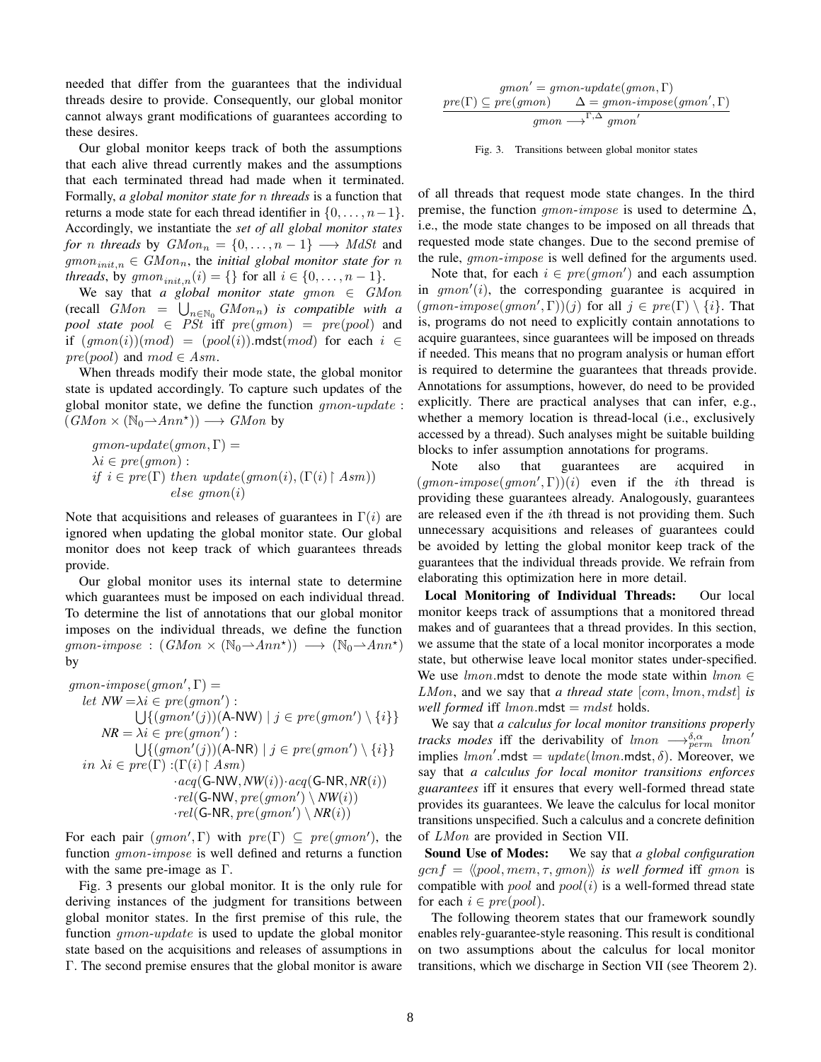needed that differ from the guarantees that the individual threads desire to provide. Consequently, our global monitor cannot always grant modifications of guarantees according to these desires.

Our global monitor keeps track of both the assumptions that each alive thread currently makes and the assumptions that each terminated thread had made when it terminated. Formally, *a global monitor state for $n$ threads* is a function that returns a mode state for each thread identifier in $\{0,\ldots,n-1\}$. Accordingly, we instantiate the *set of all global monitor states for $n$ threads* by $GMon_n = \{0,\ldots,n-1\} \longrightarrow MdSt$ and $gmon_{init,n} \in GMon_n$, the *initial global monitor state for $n$ threads*, by $gmon_{init,n}(i) = \{\}$ for all $i \in \{0,\ldots,n-1\}$.

We say that *a global monitor state $gmon \in GMon$* (recall $GMon = \bigcup_{n\in\mathbb{N}_0} GMon_n$) *is compatible with a pool state $pool \in PSt$* iff $pre(gmon) = pre(pool)$ and if $(gmon(i))(mod) = (pool(i)).\mathsf{mdst}(mod)$ for each $i \in pre(pool)$ and $mod \in Asm$.

When threads modify their mode state, the global monitor state is updated accordingly. To capture such updates of the global monitor state, we define the function $gmon\text{-}update : (GMon \times (\mathbb{N}_0 \rightharpoonup Ann^\star)) \longrightarrow GMon$ by

$$
\begin{aligned}
&gmon\text{-}update(gmon, \Gamma) = \\
&\quad \lambda i \in pre(gmon) : \\
&\quad \mathit{if}\ i \in pre(\Gamma)\ \mathit{then}\ update(gmon(i), (\Gamma(i) \restriction Asm)) \\
&\quad\quad\quad\quad\quad\quad\quad\quad \mathit{else}\ gmon(i)
\end{aligned}
$$

Note that acquisitions and releases of guarantees in $\Gamma(i)$ are ignored when updating the global monitor state. Our global monitor does not keep track of which guarantees threads provide.

Our global monitor uses its internal state to determine which guarantees must be imposed on each individual thread. To determine the list of annotations that our global monitor imposes on the individual threads, we define the function $gmon\text{-}impose : (GMon \times (\mathbb{N}_0 \rightharpoonup Ann^\star)) \longrightarrow (\mathbb{N}_0 \rightharpoonup Ann^\star)$ by

$$
\begin{aligned}
&gmon\text{-}impose(gmon', \Gamma) = \\
&\quad \mathit{let}\ \mathit{NW} = \lambda i \in pre(gmon') : \\
&\quad\quad\quad \textstyle\bigcup\{(gmon'(j))(\mathsf{A\text{-}NW}) \mid j \in pre(gmon') \setminus \{i\}\} \\
&\quad\quad\ \ \mathit{NR} = \lambda i \in pre(gmon') : \\
&\quad\quad\quad \textstyle\bigcup\{(gmon'(j))(\mathsf{A\text{-}NR}) \mid j \in pre(gmon') \setminus \{i\}\} \\
&\quad \mathit{in}\ \lambda i \in pre(\Gamma) : (\Gamma(i) \restriction Asm) \\
&\quad\quad\quad\quad \cdot acq(\mathsf{G\text{-}NW}, \mathit{NW}(i)) \cdot acq(\mathsf{G\text{-}NR}, \mathit{NR}(i)) \\
&\quad\quad\quad\quad \cdot rel(\mathsf{G\text{-}NW}, pre(gmon') \setminus \mathit{NW}(i)) \\
&\quad\quad\quad\quad \cdot rel(\mathsf{G\text{-}NR}, pre(gmon') \setminus \mathit{NR}(i))
\end{aligned}
$$

For each pair $(gmon', \Gamma)$ with $pre(\Gamma) \subseteq pre(gmon')$, the function $gmon\text{-}impose$ is well defined and returns a function with the same pre-image as $\Gamma$.

Fig. 3 presents our global monitor. It is the only rule for deriving instances of the judgment for transitions between global monitor states. In the first premise of this rule, the function $gmon\text{-}update$ is used to update the global monitor state based on the acquisitions and releases of assumptions in $\Gamma$. The second premise ensures that the global monitor is aware of all threads that request mode state changes. In the third premise, the function $gmon\text{-}impose$ is used to determine $\Delta$, i.e., the mode state changes to be imposed on all threads that requested mode state changes. Due to the second premise of the rule, $gmon\text{-}impose$ is well defined for the arguments used.

$$
\frac{\begin{array}{c} gmon' = gmon\text{-}update(gmon, \Gamma) \\ pre(\Gamma) \subseteq pre(gmon) \qquad \Delta = gmon\text{-}impose(gmon', \Gamma) \end{array}}{gmon \longrightarrow^{\Gamma,\Delta} gmon'}
$$

Fig. 3. Transitions between global monitor states

Note that, for each $i \in pre(gmon')$ and each assumption in $gmon'(i)$, the corresponding guarantee is acquired in $(gmon\text{-}impose(gmon', \Gamma))(j)$ for all $j \in pre(\Gamma) \setminus \{i\}$. That is, programs do not need to explicitly contain annotations to acquire guarantees, since guarantees will be imposed on threads if needed. This means that no program analysis or human effort is required to determine the guarantees that threads provide. Annotations for assumptions, however, do need to be provided explicitly. There are practical analyses that can infer, e.g., whether a memory location is thread-local (i.e., exclusively accessed by a thread). Such analyses might be suitable building blocks to infer assumption annotations for programs.

Note also that guarantees are acquired in $(gmon\text{-}impose(gmon', \Gamma))(i)$ even if the $i$th thread is providing these guarantees already. Analogously, guarantees are released even if the $i$th thread is not providing them. Such unnecessary acquisitions and releases of guarantees could be avoided by letting the global monitor keep track of the guarantees that the individual threads provide. We refrain from elaborating this optimization here in more detail.

**Local Monitoring of Individual Threads:** Our local monitor keeps track of assumptions that a monitored thread makes and of guarantees that a thread provides. In this section, we assume that the state of a local monitor incorporates a mode state, but otherwise leave local monitor states under-specified. We use $lmon.\mathsf{mdst}$ to denote the mode state within $lmon \in LMon$, and we say that *a thread state $[com, lmon, mdst]$ is well formed* iff $lmon.\mathsf{mdst} = mdst$ holds.

We say that *a calculus for local monitor transitions properly tracks modes* iff the derivability of $lmon \longrightarrow^{\delta,\alpha}_{perm} lmon'$ implies $lmon'.\mathsf{mdst} = update(lmon.\mathsf{mdst}, \delta)$. Moreover, we say that *a calculus for local monitor transitions enforces guarantees* iff it ensures that every well-formed thread state provides its guarantees. We leave the calculus for local monitor transitions unspecified. Such a calculus and a concrete definition of $LMon$ are provided in Section VII.

**Sound Use of Modes:** We say that *a global configuration $gcnf = \langle\!\langle pool, mem, \tau, gmon\rangle\!\rangle$ is well formed* iff $gmon$ is compatible with $pool$ and $pool(i)$ is a well-formed thread state for each $i \in pre(pool)$.

The following theorem states that our framework soundly enables rely-guarantee-style reasoning. This result is conditional on two assumptions about the calculus for local monitor transitions, which we discharge in Section VII (see Theorem 2).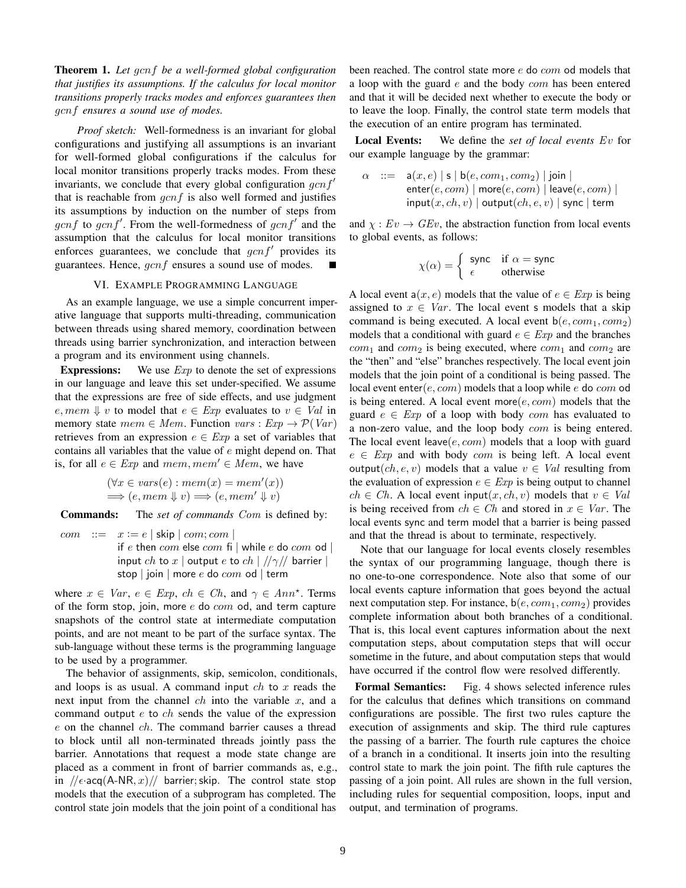**Theorem 1.** *Let $gcnf$ be a well-formed global configuration that justifies its assumptions. If the calculus for local monitor transitions properly tracks modes and enforces guarantees then $gcnf$ ensures a sound use of modes.*

*Proof sketch:* Well-formedness is an invariant for global configurations and justifying all assumptions is an invariant for well-formed global configurations if the calculus for local monitor transitions properly tracks modes. From these invariants, we conclude that every global configuration $gcnf'$ that is reachable from $gcnf$ is also well formed and justifies its assumptions by induction on the number of steps from $gcnf$ to $gcnf'$. From the well-formedness of $gcnf'$ and the assumption that the calculus for local monitor transitions enforces guarantees, we conclude that $gcnf'$ provides its guarantees. Hence, $gcnf$ ensures a sound use of modes. ∎

## VI. Example Programming Language

As an example language, we use a simple concurrent imperative language that supports multi-threading, communication between threads using shared memory, coordination between threads using barrier synchronization, and interaction between a program and its environment using channels.

**Expressions:** We use $Exp$ to denote the set of expressions in our language and leave this set under-specified. We assume that the expressions are free of side effects, and use judgment $e, mem \Downarrow v$ to model that $e \in Exp$ evaluates to $v \in Val$ in memory state $mem \in Mem$. Function $vars : Exp \to \mathcal{P}(Var)$ retrieves from an expression $e \in Exp$ a set of variables that contains all variables that the value of $e$ might depend on. That is, for all $e \in Exp$ and $mem, mem' \in Mem$, we have

$$(\forall x \in vars(e) : mem(x) = mem'(x)) \implies (e, mem \Downarrow v) \implies (e, mem' \Downarrow v)$$

**Commands:** The *set of commands* $Com$ is defined by:

$$\begin{aligned} com \quad ::= \quad & x := e \mid \mathsf{skip} \mid com; com \mid \\ & \mathsf{if}\ e\ \mathsf{then}\ com\ \mathsf{else}\ com\ \mathsf{fi} \mid \mathsf{while}\ e\ \mathsf{do}\ com\ \mathsf{od} \mid \\ & \mathsf{input}\ ch\ \mathsf{to}\ x \mid \mathsf{output}\ e\ \mathsf{to}\ ch \mid //\gamma//\ \mathsf{barrier} \mid \\ & \mathsf{stop} \mid \mathsf{join} \mid \mathsf{more}\ e\ \mathsf{do}\ com\ \mathsf{od} \mid \mathsf{term} \end{aligned}$$

where $x \in Var$, $e \in Exp$, $ch \in Ch$, and $\gamma \in Ann^{\star}$. Terms of the form stop, join, more $e$ do $com$ od, and term capture snapshots of the control state at intermediate computation points, and are not meant to be part of the surface syntax. The sub-language without these terms is the programming language to be used by a programmer.

The behavior of assignments, skip, semicolon, conditionals, and loops is as usual. A command input $ch$ to $x$ reads the next input from the channel $ch$ into the variable $x$, and a command output $e$ to $ch$ sends the value of the expression $e$ on the channel $ch$. The command barrier causes a thread to block until all non-terminated threads jointly pass the barrier. Annotations that request a mode state change are placed as a comment in front of barrier commands as, e.g., in $//\epsilon{\cdot}\mathsf{acq}(\mathsf{A\text{-}NR}, x)//$ barrier; skip. The control state stop models that the execution of a subprogram has completed. The control state join models that the join point of a conditional has been reached. The control state more $e$ do $com$ od models that a loop with the guard $e$ and the body $com$ has been entered and that it will be decided next whether to execute the body or to leave the loop. Finally, the control state term models that the execution of an entire program has terminated.

**Local Events:** We define the *set of local events* $Ev$ for our example language by the grammar:

$$\begin{aligned} \alpha \quad ::= \quad & \mathsf{a}(x, e) \mid \mathsf{s} \mid \mathsf{b}(e, com_1, com_2) \mid \mathsf{join} \mid \\ & \mathsf{enter}(e, com) \mid \mathsf{more}(e, com) \mid \mathsf{leave}(e, com) \mid \\ & \mathsf{input}(x, ch, v) \mid \mathsf{output}(ch, e, v) \mid \mathsf{sync} \mid \mathsf{term} \end{aligned}$$

and $\chi : Ev \to GEv$, the abstraction function from local events to global events, as follows:

$$\chi(\alpha) = \begin{cases} \mathsf{sync} & \text{if } \alpha = \mathsf{sync} \\ \epsilon & \text{otherwise} \end{cases}$$

A local event $\mathsf{a}(x, e)$ models that the value of $e \in Exp$ is being assigned to $x \in Var$. The local event s models that a skip command is being executed. A local event $\mathsf{b}(e, com_1, com_2)$ models that a conditional with guard $e \in Exp$ and the branches $com_1$ and $com_2$ is being executed, where $com_1$ and $com_2$ are the "then" and "else" branches respectively. The local event join models that the join point of a conditional is being passed. The local event $\mathsf{enter}(e, com)$ models that a loop while $e$ do $com$ od is being entered. A local event $\mathsf{more}(e, com)$ models that the guard $e \in Exp$ of a loop with body $com$ has evaluated to a non-zero value, and the loop body $com$ is being entered. The local event $\mathsf{leave}(e, com)$ models that a loop with guard $e \in Exp$ and with body $com$ is being left. A local event $\mathsf{output}(ch, e, v)$ models that a value $v \in Val$ resulting from the evaluation of expression $e \in Exp$ is being output to channel $ch \in Ch$. A local event $\mathsf{input}(x, ch, v)$ models that $v \in Val$ is being received from $ch \in Ch$ and stored in $x \in Var$. The local events sync and term model that a barrier is being passed and that the thread is about to terminate, respectively.

Note that our language for local events closely resembles the syntax of our programming language, though there is no one-to-one correspondence. Note also that some of our local events capture information that goes beyond the actual next computation step. For instance, $\mathsf{b}(e, com_1, com_2)$ provides complete information about both branches of a conditional. That is, this local event captures information about the next computation steps, about computation steps that will occur sometime in the future, and about computation steps that would have occurred if the control flow were resolved differently.

**Formal Semantics:** Fig. 4 shows selected inference rules for the calculus that defines which transitions on command configurations are possible. The first two rules capture the execution of assignments and skip. The third rule captures the passing of a barrier. The fourth rule captures the choice of a branch in a conditional. It inserts join into the resulting control state to mark the join point. The fifth rule captures the passing of a join point. All rules are shown in the full version, including rules for sequential composition, loops, input and output, and termination of programs.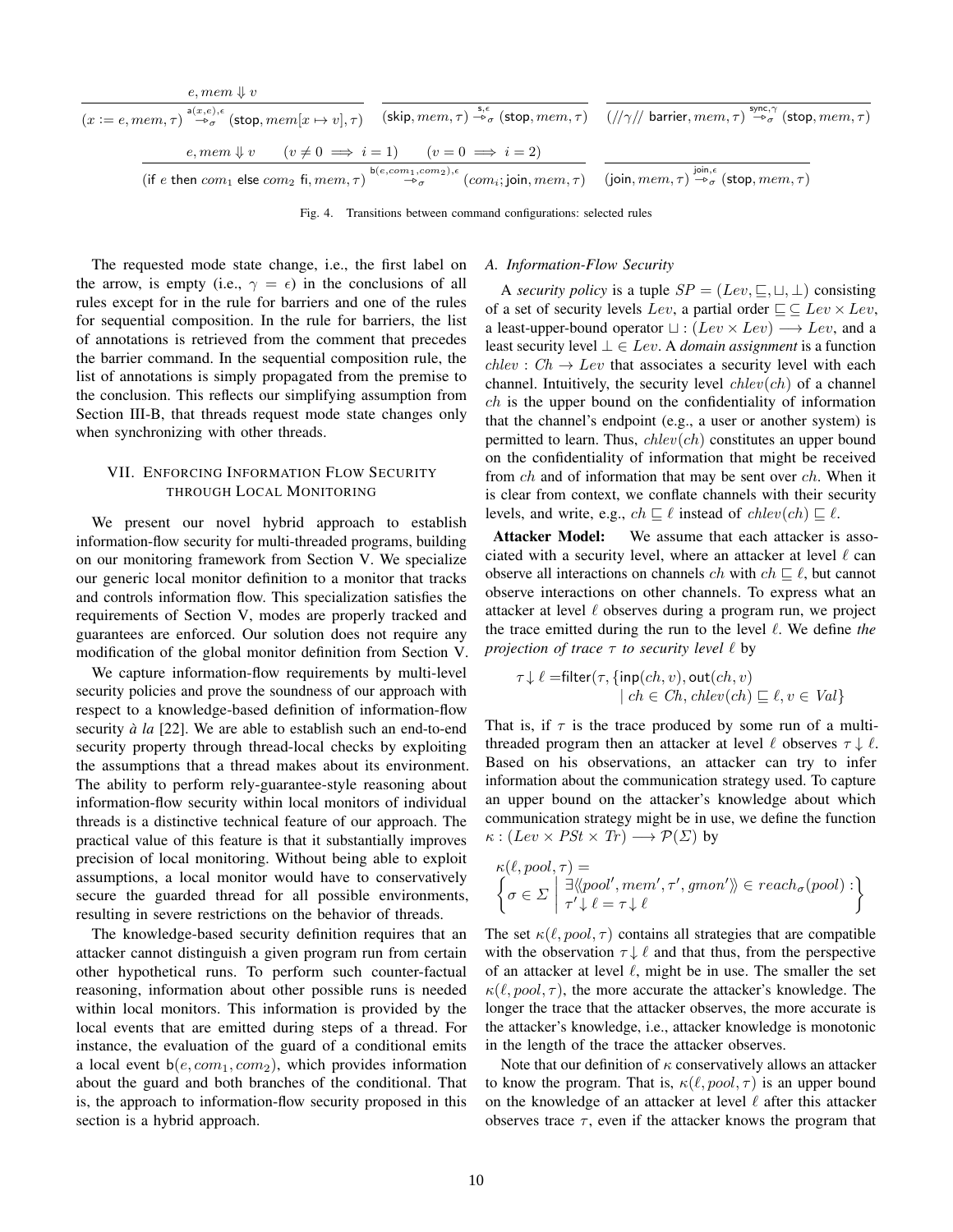$$\frac{e, mem \Downarrow v}{(x := e, mem, \tau) \overset{\mathsf{a}(x,e),\epsilon}{\twoheadrightarrow_\sigma} (\mathsf{stop}, mem[x \mapsto v], \tau)} \qquad (\mathsf{skip}, mem, \tau) \overset{\mathsf{s},\epsilon}{\twoheadrightarrow_\sigma} (\mathsf{stop}, mem, \tau) \qquad (//\gamma//\ \mathsf{barrier}, mem, \tau) \overset{\mathsf{sync},\gamma}{\twoheadrightarrow_\sigma} (\mathsf{stop}, mem, \tau)$$

$$\frac{e, mem \Downarrow v \qquad (v \neq 0 \implies i = 1) \qquad (v = 0 \implies i = 2)}{(\mathsf{if}\ e\ \mathsf{then}\ com_1\ \mathsf{else}\ com_2\ \mathsf{fi}, mem, \tau) \overset{\mathsf{b}(e,com_1,com_2),\epsilon}{\twoheadrightarrow_\sigma} (com_i; \mathsf{join}, mem, \tau)} \qquad (\mathsf{join}, mem, \tau) \overset{\mathsf{join},\epsilon}{\twoheadrightarrow_\sigma} (\mathsf{stop}, mem, \tau)$$

Fig. 4. Transitions between command configurations: selected rules

The requested mode state change, i.e., the first label on the arrow, is empty (i.e., $\gamma = \epsilon$) in the conclusions of all rules except for in the rule for barriers and one of the rules for sequential composition. In the rule for barriers, the list of annotations is retrieved from the comment that precedes the barrier command. In the sequential composition rule, the list of annotations is simply propagated from the premise to the conclusion. This reflects our simplifying assumption from Section III-B, that threads request mode state changes only when synchronizing with other threads.

## VII. Enforcing Information Flow Security through Local Monitoring

We present our novel hybrid approach to establish information-flow security for multi-threaded programs, building on our monitoring framework from Section V. We specialize our generic local monitor definition to a monitor that tracks and controls information flow. This specialization satisfies the requirements of Section V, modes are properly tracked and guarantees are enforced. Our solution does not require any modification of the global monitor definition from Section V.

We capture information-flow requirements by multi-level security policies and prove the soundness of our approach with respect to a knowledge-based definition of information-flow security *à la* [22]. We are able to establish such an end-to-end security property through thread-local checks by exploiting the assumptions that a thread makes about its environment. The ability to perform rely-guarantee-style reasoning about information-flow security within local monitors of individual threads is a distinctive technical feature of our approach. The practical value of this feature is that it substantially improves precision of local monitoring. Without being able to exploit assumptions, a local monitor would have to conservatively secure the guarded thread for all possible environments, resulting in severe restrictions on the behavior of threads.

The knowledge-based security definition requires that an attacker cannot distinguish a given program run from certain other hypothetical runs. To perform such counter-factual reasoning, information about other possible runs is needed within local monitors. This information is provided by the local events that are emitted during steps of a thread. For instance, the evaluation of the guard of a conditional emits a local event $\mathsf{b}(e, com_1, com_2)$, which provides information about the guard and both branches of the conditional. That is, the approach to information-flow security proposed in this section is a hybrid approach.

### A. Information-Flow Security

A *security policy* is a tuple $SP = (Lev, \sqsubseteq, \sqcup, \bot)$ consisting of a set of security levels $Lev$, a partial order $\sqsubseteq \subseteq Lev \times Lev$, a least-upper-bound operator $\sqcup : (Lev \times Lev) \longrightarrow Lev$, and a least security level $\bot \in Lev$. A *domain assignment* is a function $chlev : Ch \rightarrow Lev$ that associates a security level with each channel. Intuitively, the security level $chlev(ch)$ of a channel $ch$ is the upper bound on the confidentiality of information that the channel's endpoint (e.g., a user or another system) is permitted to learn. Thus, $chlev(ch)$ constitutes an upper bound on the confidentiality of information that might be received from $ch$ and of information that may be sent over $ch$. When it is clear from context, we conflate channels with their security levels, and write, e.g., $ch \sqsubseteq \ell$ instead of $chlev(ch) \sqsubseteq \ell$.

**Attacker Model:** We assume that each attacker is associated with a security level, where an attacker at level $\ell$ can observe all interactions on channels $ch$ with $ch \sqsubseteq \ell$, but cannot observe interactions on other channels. To express what an attacker at level $\ell$ observes during a program run, we project the trace emitted during the run to the level $\ell$. We define *the projection of trace $\tau$ to security level $\ell$* by

$$\tau \downarrow \ell = \mathsf{filter}(\tau, \{\mathsf{inp}(ch, v), \mathsf{out}(ch, v) \mid ch \in Ch, chlev(ch) \sqsubseteq \ell, v \in Val\}$$

That is, if $\tau$ is the trace produced by some run of a multi-threaded program then an attacker at level $\ell$ observes $\tau \downarrow \ell$. Based on his observations, an attacker can try to infer information about the communication strategy used. To capture an upper bound on the attacker's knowledge about which communication strategy might be in use, we define the function $\kappa : (Lev \times PSt \times Tr) \longrightarrow \mathcal{P}(\Sigma)$ by

$$\kappa(\ell, pool, \tau) = \left\{ \sigma \in \Sigma \;\middle|\; \begin{array}{l} \exists \langle\!\langle pool', mem', \tau', gmon' \rangle\!\rangle \in reach_\sigma(pool) : \\ \tau' \downarrow \ell = \tau \downarrow \ell \end{array} \right\}$$

The set $\kappa(\ell, pool, \tau)$ contains all strategies that are compatible with the observation $\tau \downarrow \ell$ and that thus, from the perspective of an attacker at level $\ell$, might be in use. The smaller the set $\kappa(\ell, pool, \tau)$, the more accurate the attacker's knowledge. The longer the trace that the attacker observes, the more accurate is the attacker's knowledge, i.e., attacker knowledge is monotonic in the length of the trace the attacker observes.

Note that our definition of $\kappa$ conservatively allows an attacker to know the program. That is, $\kappa(\ell, pool, \tau)$ is an upper bound on the knowledge of an attacker at level $\ell$ after this attacker observes trace $\tau$, even if the attacker knows the program that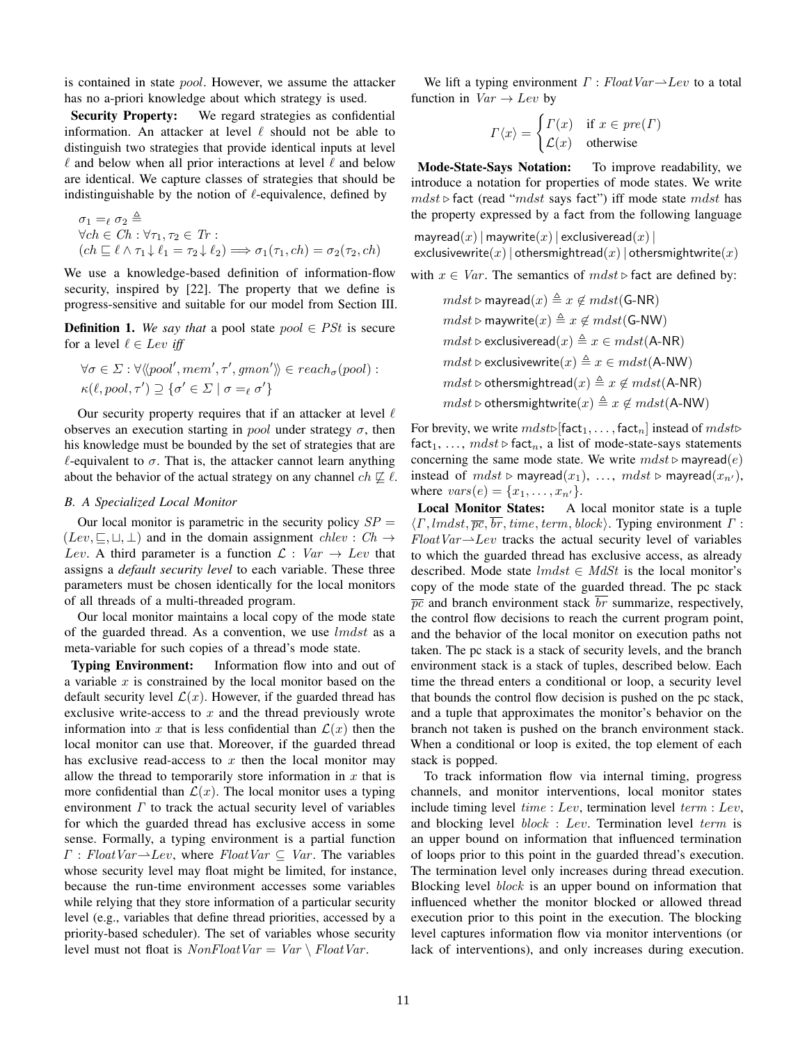is contained in state $pool$. However, we assume the attacker has no a-priori knowledge about which strategy is used.

**Security Property:** We regard strategies as confidential information. An attacker at level $\ell$ should not be able to distinguish two strategies that provide identical inputs at level $\ell$ and below when all prior interactions at level $\ell$ and below are identical. We capture classes of strategies that should be indistinguishable by the notion of $\ell$-equivalence, defined by

$$\begin{aligned}&\sigma_1 =_\ell \sigma_2 \triangleq \\ &\forall ch \in Ch : \forall \tau_1, \tau_2 \in Tr : \\ &(ch \sqsubseteq \ell \wedge \tau_1 {\downarrow} \ell_1 = \tau_2 {\downarrow} \ell_2) \Longrightarrow \sigma_1(\tau_1, ch) = \sigma_2(\tau_2, ch)\end{aligned}$$

We use a knowledge-based definition of information-flow security, inspired by [22]. The property that we define is progress-sensitive and suitable for our model from Section III.

**Definition 1.** *We say that* a pool state $pool \in PSt$ is secure for a level $\ell \in Lev$ *iff*

$$\begin{aligned}&\forall \sigma \in \Sigma : \forall \langle\!\langle pool', mem', \tau', gmon' \rangle\!\rangle \in reach_\sigma(pool) : \\ &\kappa(\ell, pool, \tau') \supseteq \{\sigma' \in \Sigma \mid \sigma =_\ell \sigma'\}\end{aligned}$$

Our security property requires that if an attacker at level $\ell$ observes an execution starting in $pool$ under strategy $\sigma$, then his knowledge must be bounded by the set of strategies that are $\ell$-equivalent to $\sigma$. That is, the attacker cannot learn anything about the behavior of the actual strategy on any channel $ch \not\sqsubseteq \ell$.

### B. A Specialized Local Monitor

Our local monitor is parametric in the security policy $SP = (Lev, \sqsubseteq, \sqcup, \bot)$ and in the domain assignment $chlev : Ch \to Lev$. A third parameter is a function $\mathcal{L} : Var \to Lev$ that assigns a *default security level* to each variable. These three parameters must be chosen identically for the local monitors of all threads of a multi-threaded program.

Our local monitor maintains a local copy of the mode state of the guarded thread. As a convention, we use $lmdst$ as a meta-variable for such copies of a thread's mode state.

**Typing Environment:** Information flow into and out of a variable $x$ is constrained by the local monitor based on the default security level $\mathcal{L}(x)$. However, if the guarded thread has exclusive write-access to $x$ and the thread previously wrote information into $x$ that is less confidential than $\mathcal{L}(x)$ then the local monitor can use that. Moreover, if the guarded thread has exclusive read-access to $x$ then the local monitor may allow the thread to temporarily store information in $x$ that is more confidential than $\mathcal{L}(x)$. The local monitor uses a typing environment $\Gamma$ to track the actual security level of variables for which the guarded thread has exclusive access in some sense. Formally, a typing environment is a partial function $\Gamma : FloatVar \rightharpoonup Lev$, where $FloatVar \subseteq Var$. The variables whose security level may float might be limited, for instance, because the run-time environment accesses some variables while relying that they store information of a particular security level (e.g., variables that define thread priorities, accessed by a priority-based scheduler). The set of variables whose security level must not float is $NonFloatVar = Var \setminus FloatVar$.

We lift a typing environment $\Gamma : FloatVar \rightharpoonup Lev$ to a total function in $Var \to Lev$ by

$$\Gamma\langle x \rangle = \begin{cases} \Gamma(x) & \text{if } x \in pre(\Gamma) \\ \mathcal{L}(x) & \text{otherwise} \end{cases}$$

**Mode-State-Says Notation:** To improve readability, we introduce a notation for properties of mode states. We write $mdst \triangleright \mathsf{fact}$ (read "$mdst$ says $\mathsf{fact}$") iff mode state $mdst$ has the property expressed by a fact from the following language

$\mathsf{mayread}(x) \mid \mathsf{maywrite}(x) \mid \mathsf{exclusiveread}(x) \mid \mathsf{exclusivewrite}(x) \mid \mathsf{othersmightread}(x) \mid \mathsf{othersmightwrite}(x)$

with $x \in Var$. The semantics of $mdst \triangleright \mathsf{fact}$ are defined by:

$$\begin{aligned}
mdst \triangleright \mathsf{mayread}(x) &\triangleq x \notin mdst(\mathsf{G\text{-}NR}) \\
mdst \triangleright \mathsf{maywrite}(x) &\triangleq x \notin mdst(\mathsf{G\text{-}NW}) \\
mdst \triangleright \mathsf{exclusiveread}(x) &\triangleq x \in mdst(\mathsf{A\text{-}NR}) \\
mdst \triangleright \mathsf{exclusivewrite}(x) &\triangleq x \in mdst(\mathsf{A\text{-}NW}) \\
mdst \triangleright \mathsf{othersmightread}(x) &\triangleq x \notin mdst(\mathsf{A\text{-}NR}) \\
mdst \triangleright \mathsf{othersmightwrite}(x) &\triangleq x \notin mdst(\mathsf{A\text{-}NW})
\end{aligned}$$

For brevity, we write $mdst \triangleright [\mathsf{fact}_1, \ldots, \mathsf{fact}_n]$ instead of $mdst \triangleright \mathsf{fact}_1$, $\ldots$, $mdst \triangleright \mathsf{fact}_n$, a list of mode-state-says statements concerning the same mode state. We write $mdst \triangleright \mathsf{mayread}(e)$ instead of $mdst \triangleright \mathsf{mayread}(x_1)$, $\ldots$, $mdst \triangleright \mathsf{mayread}(x_{n'})$, where $vars(e) = \{x_1, \ldots, x_{n'}\}$.

**Local Monitor States:** A local monitor state is a tuple $\langle \Gamma, lmdst, \overline{pc}, \overline{br}, time, term, block \rangle$. Typing environment $\Gamma : FloatVar \rightharpoonup Lev$ tracks the actual security level of variables to which the guarded thread has exclusive access, as already described. Mode state $lmdst \in MdSt$ is the local monitor's copy of the mode state of the guarded thread. The pc stack $\overline{pc}$ and branch environment stack $\overline{br}$ summarize, respectively, the control flow decisions to reach the current program point, and the behavior of the local monitor on execution paths not taken. The pc stack is a stack of security levels, and the branch environment stack is a stack of tuples, described below. Each time the thread enters a conditional or loop, a security level that bounds the control flow decision is pushed on the pc stack, and a tuple that approximates the monitor's behavior on the branch not taken is pushed on the branch environment stack. When a conditional or loop is exited, the top element of each stack is popped.

To track information flow via internal timing, progress channels, and monitor interventions, local monitor states include timing level $time : Lev$, termination level $term : Lev$, and blocking level $block : Lev$. Termination level $term$ is an upper bound on information that influenced termination of loops prior to this point in the guarded thread's execution. The termination level only increases during thread execution. Blocking level $block$ is an upper bound on information that influenced whether the monitor blocked or allowed thread execution prior to this point in the execution. The blocking level captures information flow via monitor interventions (or lack of interventions), and only increases during execution.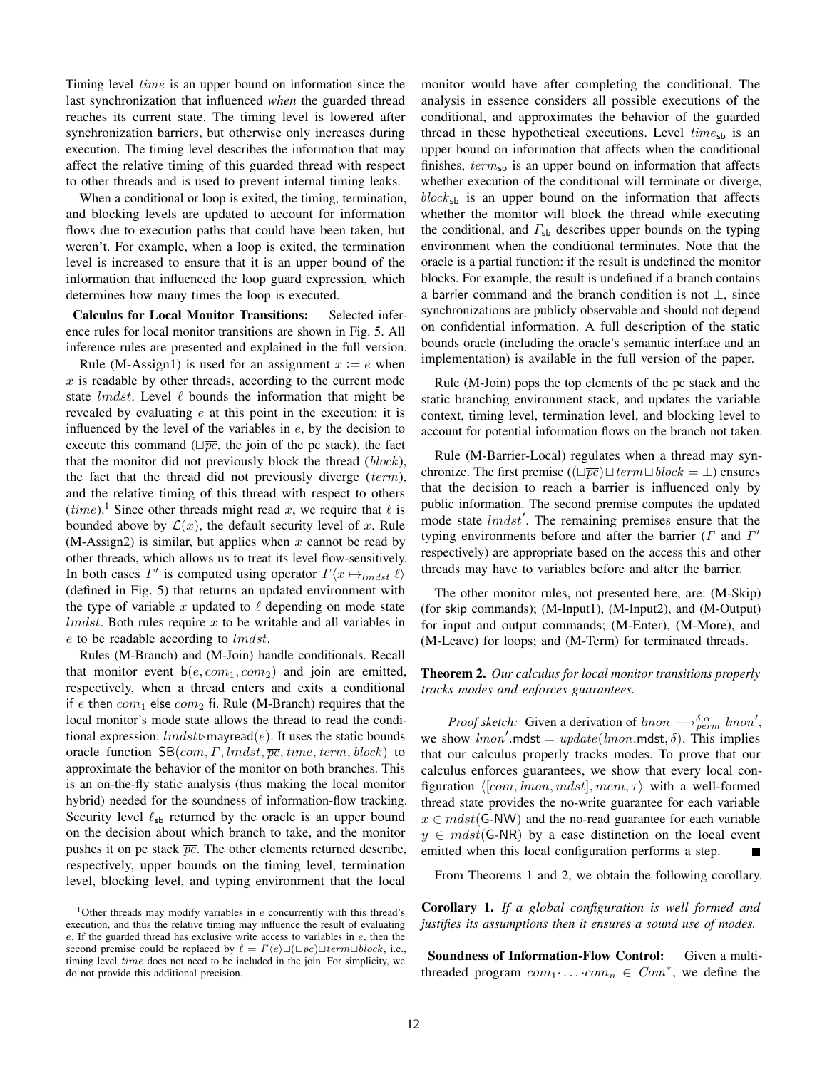Timing level $time$ is an upper bound on information since the last synchronization that influenced *when* the guarded thread reaches its current state. The timing level is lowered after synchronization barriers, but otherwise only increases during execution. The timing level describes the information that may affect the relative timing of this guarded thread with respect to other threads and is used to prevent internal timing leaks.

When a conditional or loop is exited, the timing, termination, and blocking levels are updated to account for information flows due to execution paths that could have been taken, but weren't. For example, when a loop is exited, the termination level is increased to ensure that it is an upper bound of the information that influenced the loop guard expression, which determines how many times the loop is executed.

**Calculus for Local Monitor Transitions:** Selected inference rules for local monitor transitions are shown in Fig. 5. All inference rules are presented and explained in the full version.

Rule (M-Assign1) is used for an assignment $x := e$ when $x$ is readable by other threads, according to the current mode state $lmdst$. Level $\ell$ bounds the information that might be revealed by evaluating $e$ at this point in the execution: it is influenced by the level of the variables in $e$, by the decision to execute this command ($\sqcup\overline{pc}$, the join of the pc stack), the fact that the monitor did not previously block the thread ($block$), the fact that the thread did not previously diverge ($term$), and the relative timing of this thread with respect to others ($time$).[1] Since other threads might read $x$, we require that $\ell$ is bounded above by $\mathcal{L}(x)$, the default security level of $x$. Rule (M-Assign2) is similar, but applies when $x$ cannot be read by other threads, which allows us to treat its level flow-sensitively. In both cases $\Gamma'$ is computed using operator $\Gamma\langle x \mapsto_{lmdst} \ell\rangle$ (defined in Fig. 5) that returns an updated environment with the type of variable $x$ updated to $\ell$ depending on mode state $lmdst$. Both rules require $x$ to be writable and all variables in $e$ to be readable according to $lmdst$.

Rules (M-Branch) and (M-Join) handle conditionals. Recall that monitor event $\mathsf{b}(e, com_1, com_2)$ and join are emitted, respectively, when a thread enters and exits a conditional if $e$ then $com_1$ else $com_2$ fi. Rule (M-Branch) requires that the local monitor's mode state allows the thread to read the conditional expression: $lmdst \triangleright \mathsf{mayread}(e)$. It uses the static bounds oracle function $\mathsf{SB}(com, \Gamma, lmdst, \overline{pc}, time, term, block)$ to approximate the behavior of the monitor on both branches. This is an on-the-fly static analysis (thus making the local monitor hybrid) needed for the soundness of information-flow tracking. Security level $\ell_{\mathsf{sb}}$ returned by the oracle is an upper bound on the decision about which branch to take, and the monitor pushes it on pc stack $\overline{pc}$. The other elements returned describe, respectively, upper bounds on the timing level, termination level, blocking level, and typing environment that the local monitor would have after completing the conditional. The analysis in essence considers all possible executions of the conditional, and approximates the behavior of the guarded thread in these hypothetical executions. Level $time_{\mathsf{sb}}$ is an upper bound on information that affects when the conditional finishes, $term_{\mathsf{sb}}$ is an upper bound on information that affects whether execution of the conditional will terminate or diverge, $block_{\mathsf{sb}}$ is an upper bound on the information that affects whether the monitor will block the thread while executing the conditional, and $\Gamma_{\mathsf{sb}}$ describes upper bounds on the typing environment when the conditional terminates. Note that the oracle is a partial function: if the result is undefined the monitor blocks. For example, the result is undefined if a branch contains a barrier command and the branch condition is not $\bot$, since synchronizations are publicly observable and should not depend on confidential information. A full description of the static bounds oracle (including the oracle's semantic interface and an implementation) is available in the full version of the paper.

Rule (M-Join) pops the top elements of the pc stack and the static branching environment stack, and updates the variable context, timing level, termination level, and blocking level to account for potential information flows on the branch not taken.

Rule (M-Barrier-Local) regulates when a thread may synchronize. The first premise ($(\sqcup\overline{pc}) \sqcup term \sqcup block = \bot$) ensures that the decision to reach a barrier is influenced only by public information. The second premise computes the updated mode state $lmdst'$. The remaining premises ensure that the typing environments before and after the barrier ($\Gamma$ and $\Gamma'$ respectively) are appropriate based on the access this and other threads may have to variables before and after the barrier.

The other monitor rules, not presented here, are: (M-Skip) (for skip commands); (M-Input1), (M-Input2), and (M-Output) for input and output commands; (M-Enter), (M-More), and (M-Leave) for loops; and (M-Term) for terminated threads.

**Theorem 2.** *Our calculus for local monitor transitions properly tracks modes and enforces guarantees.*

*Proof sketch:* Given a derivation of $lmon \longrightarrow^{\delta,\alpha}_{perm} lmon'$, we show $lmon'.\mathsf{mdst} = update(lmon.\mathsf{mdst}, \delta)$. This implies that our calculus properly tracks modes. To prove that our calculus enforces guarantees, we show that every local configuration $\langle[com, lmon, mdst], mem, \tau\rangle$ with a well-formed thread state provides the no-write guarantee for each variable $x \in mdst(\mathsf{G\text{-}NW})$ and the no-read guarantee for each variable $y \in mdst(\mathsf{G\text{-}NR})$ by a case distinction on the local event emitted when this local configuration performs a step. ∎

From Theorems 1 and 2, we obtain the following corollary.

**Corollary 1.** *If a global configuration is well formed and justifies its assumptions then it ensures a sound use of modes.*

**Soundness of Information-Flow Control:** Given a multi-threaded program $com_1 \cdot \ldots \cdot com_n \in Com^*$, we define the

[1] Other threads may modify variables in $e$ concurrently with this thread's execution, and thus the relative timing may influence the result of evaluating $e$. If the guarded thread has exclusive write access to variables in $e$, then the second premise could be replaced by $\ell = \Gamma\langle e\rangle \sqcup (\sqcup\overline{pc}) \sqcup term \sqcup block$, i.e., timing level $time$ does not need to be included in the join. For simplicity, we do not provide this additional precision.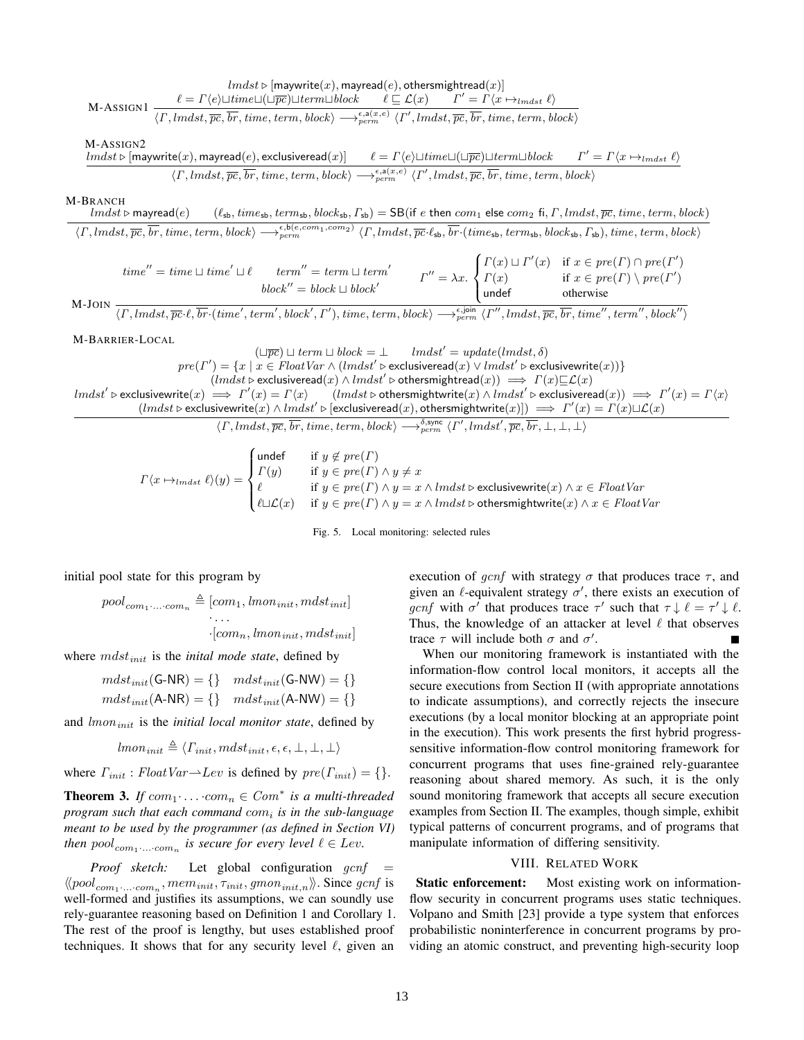$$\text{M-ASSIGN1}\ \frac{\begin{array}{c} lmdst \rhd [\mathsf{maywrite}(x), \mathsf{mayread}(e), \mathsf{othersmightread}(x)] \\ \ell = \Gamma\langle e\rangle \sqcup time \sqcup (\sqcup\overline{pc}) \sqcup term \sqcup block \qquad \ell \sqsubseteq \mathcal{L}(x) \qquad \Gamma' = \Gamma\langle x \mapsto_{lmdst} \ell\rangle \end{array}}{\langle \Gamma, lmdst, \overline{pc}, \overline{br}, time, term, block\rangle \longrightarrow^{\epsilon,\mathsf{a}(x,e)}_{perm} \langle \Gamma', lmdst, \overline{pc}, \overline{br}, time, term, block\rangle}$$

$$\text{M-ASSIGN2}\ \frac{lmdst \rhd [\mathsf{maywrite}(x), \mathsf{mayread}(e), \mathsf{exclusiveread}(x)] \qquad \ell = \Gamma\langle e\rangle \sqcup time \sqcup (\sqcup\overline{pc}) \sqcup term \sqcup block \qquad \Gamma' = \Gamma\langle x \mapsto_{lmdst} \ell\rangle}{\langle \Gamma, lmdst, \overline{pc}, \overline{br}, time, term, block\rangle \longrightarrow^{\epsilon,\mathsf{a}(x,e)}_{perm} \langle \Gamma', lmdst, \overline{pc}, \overline{br}, time, term, block\rangle}$$

$$\text{M-BRANCH}\ \frac{lmdst \rhd \mathsf{mayread}(e) \qquad (\ell_{\mathsf{sb}}, time_{\mathsf{sb}}, term_{\mathsf{sb}}, block_{\mathsf{sb}}, \Gamma_{\mathsf{sb}}) = \mathsf{SB}(\text{if } e \text{ then } com_1 \text{ else } com_2 \text{ fi}, \Gamma, lmdst, \overline{pc}, time, term, block)}{\langle \Gamma, lmdst, \overline{pc}, \overline{br}, time, term, block\rangle \longrightarrow^{\epsilon,\mathsf{b}(e,com_1,com_2)}_{perm} \langle \Gamma, lmdst, \overline{pc}\cdot\ell_{\mathsf{sb}}, \overline{br}\cdot(time_{\mathsf{sb}}, term_{\mathsf{sb}}, block_{\mathsf{sb}}, \Gamma_{\mathsf{sb}}), time, term, block\rangle}$$

$$\text{M-JOIN}\ \frac{\begin{array}{c} time'' = time \sqcup time' \sqcup \ell \qquad term'' = term \sqcup term' \qquad \Gamma'' = \lambda x. \begin{cases} \Gamma(x) \sqcup \Gamma'(x) & \text{if } x \in pre(\Gamma) \cap pre(\Gamma') \\ \Gamma(x) & \text{if } x \in pre(\Gamma) \setminus pre(\Gamma') \\ \mathsf{undef} & \text{otherwise} \end{cases} \\ block'' = block \sqcup block' \end{array}}{\langle \Gamma, lmdst, \overline{pc}\cdot\ell, \overline{br}\cdot(time', term', block', \Gamma'), time, term, block\rangle \longrightarrow^{\epsilon,\mathsf{join}}_{perm} \langle \Gamma'', lmdst, \overline{pc}, \overline{br}, time'', term'', block''\rangle}$$

$$\text{M-BARRIER-LOCAL}\ \frac{\begin{array}{c} (\sqcup\overline{pc}) \sqcup term \sqcup block = \bot \qquad lmdst' = update(lmdst, \delta) \\ pre(\Gamma') = \{x \mid x \in FloatVar \wedge (lmdst' \rhd \mathsf{exclusiveread}(x) \vee lmdst' \rhd \mathsf{exclusivewrite}(x))\} \\ (lmdst \rhd \mathsf{exclusiveread}(x) \wedge lmdst' \rhd \mathsf{othersmightread}(x)) \implies \Gamma(x) \sqsubseteq \mathcal{L}(x) \\ lmdst' \rhd \mathsf{exclusivewrite}(x) \implies \Gamma'(x) = \Gamma\langle x\rangle \qquad (lmdst \rhd \mathsf{othersmightwrite}(x) \wedge lmdst' \rhd \mathsf{exclusiveread}(x)) \implies \Gamma'(x) = \Gamma\langle x\rangle \\ (lmdst \rhd \mathsf{exclusivewrite}(x) \wedge lmdst' \rhd [\mathsf{exclusiveread}(x), \mathsf{othersmightwrite}(x)]) \implies \Gamma'(x) = \Gamma(x) \sqcup \mathcal{L}(x) \end{array}}{\langle \Gamma, lmdst, \overline{pc}, \overline{br}, time, term, block\rangle \longrightarrow^{\delta,\mathsf{sync}}_{perm} \langle \Gamma', lmdst', \overline{pc}, \overline{br}, \bot, \bot, \bot\rangle}$$

$$\Gamma\langle x \mapsto_{lmdst} \ell\rangle(y) = \begin{cases} \mathsf{undef} & \text{if } y \notin pre(\Gamma) \\ \Gamma(y) & \text{if } y \in pre(\Gamma) \wedge y \neq x \\ \ell & \text{if } y \in pre(\Gamma) \wedge y = x \wedge lmdst \rhd \mathsf{exclusivewrite}(x) \wedge x \in FloatVar \\ \ell \sqcup \mathcal{L}(x) & \text{if } y \in pre(\Gamma) \wedge y = x \wedge lmdst \rhd \mathsf{othersmightwrite}(x) \wedge x \in FloatVar \end{cases}$$

Fig. 5. Local monitoring: selected rules

initial pool state for this program by

$$pool_{com_1\cdot\ldots\cdot com_n} \triangleq [com_1, lmon_{init}, mdst_{init}] \cdot \ldots \cdot [com_n, lmon_{init}, mdst_{init}]$$

where $mdst_{init}$ is the *inital mode state*, defined by

$$mdst_{init}(\mathsf{G\text{-}NR}) = \{\} \quad mdst_{init}(\mathsf{G\text{-}NW}) = \{\}$$
$$mdst_{init}(\mathsf{A\text{-}NR}) = \{\} \quad mdst_{init}(\mathsf{A\text{-}NW}) = \{\}$$

and $lmon_{init}$ is the *initial local monitor state*, defined by

$$lmon_{init} \triangleq \langle \Gamma_{init}, mdst_{init}, \epsilon, \epsilon, \bot, \bot, \bot\rangle$$

where $\Gamma_{init} : FloatVar \rightharpoonup Lev$ is defined by $pre(\Gamma_{init}) = \{\}$.

**Theorem 3.** *If $com_1 \cdot \ldots \cdot com_n \in Com^*$ is a multi-threaded program such that each command $com_i$ is in the sub-language meant to be used by the programmer (as defined in Section VI) then $pool_{com_1\cdot\ldots\cdot com_n}$ is secure for every level $\ell \in Lev$.*

*Proof sketch:* Let global configuration $gcnf = \langle\langle pool_{com_1\cdot\ldots\cdot com_n}, mem_{init}, \tau_{init}, gmon_{init,n}\rangle\rangle$. Since $gcnf$ is well-formed and justifies its assumptions, we can soundly use rely-guarantee reasoning based on Definition 1 and Corollary 1. The rest of the proof is lengthy, but uses established proof techniques. It shows that for any security level $\ell$, given an execution of $gcnf$ with strategy $\sigma$ that produces trace $\tau$, and given an $\ell$-equivalent strategy $\sigma'$, there exists an execution of $gcnf$ with $\sigma'$ that produces trace $\tau'$ such that $\tau \downarrow \ell = \tau' \downarrow \ell$. Thus, the knowledge of an attacker at level $\ell$ that observes trace $\tau$ will include both $\sigma$ and $\sigma'$. ∎

When our monitoring framework is instantiated with the information-flow control local monitors, it accepts all the secure executions from Section II (with appropriate annotations to indicate assumptions), and correctly rejects the insecure executions (by a local monitor blocking at an appropriate point in the execution). This work presents the first hybrid progress-sensitive information-flow control monitoring framework for concurrent programs that uses fine-grained rely-guarantee reasoning about shared memory. As such, it is the only sound monitoring framework that accepts all secure execution examples from Section II. The examples, though simple, exhibit typical patterns of concurrent programs, and of programs that manipulate information of differing sensitivity.

## VIII. Related Work

**Static enforcement:** Most existing work on information-flow security in concurrent programs uses static techniques. Volpano and Smith [23] provide a type system that enforces probabilistic noninterference in concurrent programs by providing an atomic construct, and preventing high-security loop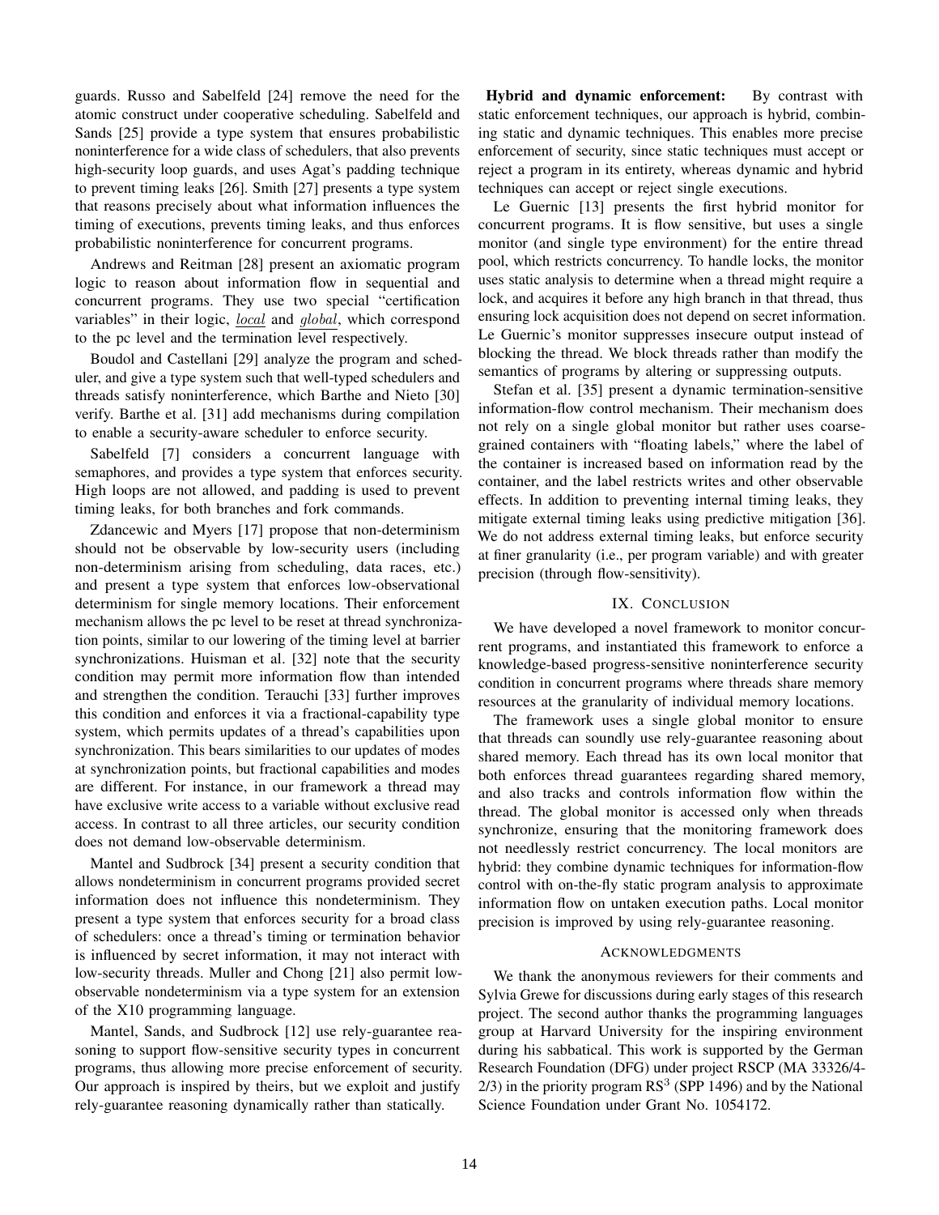guards. Russo and Sabelfeld [24] remove the need for the atomic construct under cooperative scheduling. Sabelfeld and Sands [25] provide a type system that ensures probabilistic noninterference for a wide class of schedulers, that also prevents high-security loop guards, and uses Agat's padding technique to prevent timing leaks [26]. Smith [27] presents a type system that reasons precisely about what information influences the timing of executions, prevents timing leaks, and thus enforces probabilistic noninterference for concurrent programs.

Andrews and Reitman [28] present an axiomatic program logic to reason about information flow in sequential and concurrent programs. They use two special "certification variables" in their logic, $\underline{local}$ and $\underline{global}$, which correspond to the pc level and the termination level respectively.

Boudol and Castellani [29] analyze the program and scheduler, and give a type system such that well-typed schedulers and threads satisfy noninterference, which Barthe and Nieto [30] verify. Barthe et al. [31] add mechanisms during compilation to enable a security-aware scheduler to enforce security.

Sabelfeld [7] considers a concurrent language with semaphores, and provides a type system that enforces security. High loops are not allowed, and padding is used to prevent timing leaks, for both branches and fork commands.

Zdancewic and Myers [17] propose that non-determinism should not be observable by low-security users (including non-determinism arising from scheduling, data races, etc.) and present a type system that enforces low-observational determinism for single memory locations. Their enforcement mechanism allows the pc level to be reset at thread synchronization points, similar to our lowering of the timing level at barrier synchronizations. Huisman et al. [32] note that the security condition may permit more information flow than intended and strengthen the condition. Terauchi [33] further improves this condition and enforces it via a fractional-capability type system, which permits updates of a thread's capabilities upon synchronization. This bears similarities to our updates of modes at synchronization points, but fractional capabilities and modes are different. For instance, in our framework a thread may have exclusive write access to a variable without exclusive read access. In contrast to all three articles, our security condition does not demand low-observable determinism.

Mantel and Sudbrock [34] present a security condition that allows nondeterminism in concurrent programs provided secret information does not influence this nondeterminism. They present a type system that enforces security for a broad class of schedulers: once a thread's timing or termination behavior is influenced by secret information, it may not interact with low-security threads. Muller and Chong [21] also permit low-observable nondeterminism via a type system for an extension of the X10 programming language.

Mantel, Sands, and Sudbrock [12] use rely-guarantee reasoning to support flow-sensitive security types in concurrent programs, thus allowing more precise enforcement of security. Our approach is inspired by theirs, but we exploit and justify rely-guarantee reasoning dynamically rather than statically.

**Hybrid and dynamic enforcement:** By contrast with static enforcement techniques, our approach is hybrid, combining static and dynamic techniques. This enables more precise enforcement of security, since static techniques must accept or reject a program in its entirety, whereas dynamic and hybrid techniques can accept or reject single executions.

Le Guernic [13] presents the first hybrid monitor for concurrent programs. It is flow sensitive, but uses a single monitor (and single type environment) for the entire thread pool, which restricts concurrency. To handle locks, the monitor uses static analysis to determine when a thread might require a lock, and acquires it before any high branch in that thread, thus ensuring lock acquisition does not depend on secret information. Le Guernic's monitor suppresses insecure output instead of blocking the thread. We block threads rather than modify the semantics of programs by altering or suppressing outputs.

Stefan et al. [35] present a dynamic termination-sensitive information-flow control mechanism. Their mechanism does not rely on a single global monitor but rather uses coarse-grained containers with "floating labels," where the label of the container is increased based on information read by the container, and the label restricts writes and other observable effects. In addition to preventing internal timing leaks, they mitigate external timing leaks using predictive mitigation [36]. We do not address external timing leaks, but enforce security at finer granularity (i.e., per program variable) and with greater precision (through flow-sensitivity).

## IX. Conclusion

We have developed a novel framework to monitor concurrent programs, and instantiated this framework to enforce a knowledge-based progress-sensitive noninterference security condition in concurrent programs where threads share memory resources at the granularity of individual memory locations.

The framework uses a single global monitor to ensure that threads can soundly use rely-guarantee reasoning about shared memory. Each thread has its own local monitor that both enforces thread guarantees regarding shared memory, and also tracks and controls information flow within the thread. The global monitor is accessed only when threads synchronize, ensuring that the monitoring framework does not needlessly restrict concurrency. The local monitors are hybrid: they combine dynamic techniques for information-flow control with on-the-fly static program analysis to approximate information flow on untaken execution paths. Local monitor precision is improved by using rely-guarantee reasoning.

## Acknowledgments

We thank the anonymous reviewers for their comments and Sylvia Grewe for discussions during early stages of this research project. The second author thanks the programming languages group at Harvard University for the inspiring environment during his sabbatical. This work is supported by the German Research Foundation (DFG) under project RSCP (MA 33326/4-2/3) in the priority program $RS^3$ (SPP 1496) and by the National Science Foundation under Grant No. 1054172.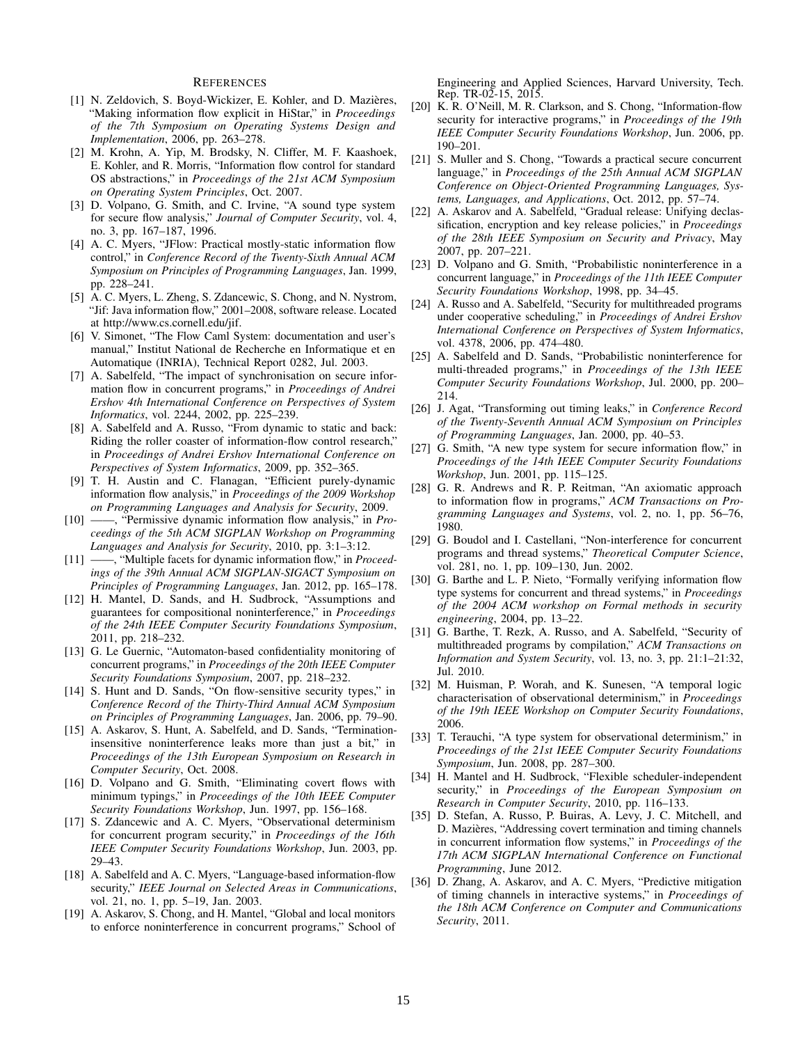## References

[1] N. Zeldovich, S. Boyd-Wickizer, E. Kohler, and D. Mazières, "Making information flow explicit in HiStar," in *Proceedings of the 7th Symposium on Operating Systems Design and Implementation*, 2006, pp. 263–278.

[2] M. Krohn, A. Yip, M. Brodsky, N. Cliffer, M. F. Kaashoek, E. Kohler, and R. Morris, "Information flow control for standard OS abstractions," in *Proceedings of the 21st ACM Symposium on Operating System Principles*, Oct. 2007.

[3] D. Volpano, G. Smith, and C. Irvine, "A sound type system for secure flow analysis," *Journal of Computer Security*, vol. 4, no. 3, pp. 167–187, 1996.

[4] A. C. Myers, "JFlow: Practical mostly-static information flow control," in *Conference Record of the Twenty-Sixth Annual ACM Symposium on Principles of Programming Languages*, Jan. 1999, pp. 228–241.

[5] A. C. Myers, L. Zheng, S. Zdancewic, S. Chong, and N. Nystrom, "Jif: Java information flow," 2001–2008, software release. Located at http://www.cs.cornell.edu/jif.

[6] V. Simonet, "The Flow Caml System: documentation and user's manual," Institut National de Recherche en Informatique et en Automatique (INRIA), Technical Report 0282, Jul. 2003.

[7] A. Sabelfeld, "The impact of synchronisation on secure information flow in concurrent programs," in *Proceedings of Andrei Ershov 4th International Conference on Perspectives of System Informatics*, vol. 2244, 2002, pp. 225–239.

[8] A. Sabelfeld and A. Russo, "From dynamic to static and back: Riding the roller coaster of information-flow control research," in *Proceedings of Andrei Ershov International Conference on Perspectives of System Informatics*, 2009, pp. 352–365.

[9] T. H. Austin and C. Flanagan, "Efficient purely-dynamic information flow analysis," in *Proceedings of the 2009 Workshop on Programming Languages and Analysis for Security*, 2009.

[10] ——, "Permissive dynamic information flow analysis," in *Proceedings of the 5th ACM SIGPLAN Workshop on Programming Languages and Analysis for Security*, 2010, pp. 3:1–3:12.

[11] ——, "Multiple facets for dynamic information flow," in *Proceedings of the 39th Annual ACM SIGPLAN-SIGACT Symposium on Principles of Programming Languages*, Jan. 2012, pp. 165–178.

[12] H. Mantel, D. Sands, and H. Sudbrock, "Assumptions and guarantees for compositional noninterference," in *Proceedings of the 24th IEEE Computer Security Foundations Symposium*, 2011, pp. 218–232.

[13] G. Le Guernic, "Automaton-based confidentiality monitoring of concurrent programs," in *Proceedings of the 20th IEEE Computer Security Foundations Symposium*, 2007, pp. 218–232.

[14] S. Hunt and D. Sands, "On flow-sensitive security types," in *Conference Record of the Thirty-Third Annual ACM Symposium on Principles of Programming Languages*, Jan. 2006, pp. 79–90.

[15] A. Askarov, S. Hunt, A. Sabelfeld, and D. Sands, "Termination-insensitive noninterference leaks more than just a bit," in *Proceedings of the 13th European Symposium on Research in Computer Security*, Oct. 2008.

[16] D. Volpano and G. Smith, "Eliminating covert flows with minimum typings," in *Proceedings of the 10th IEEE Computer Security Foundations Workshop*, Jun. 1997, pp. 156–168.

[17] S. Zdancewic and A. C. Myers, "Observational determinism for concurrent program security," in *Proceedings of the 16th IEEE Computer Security Foundations Workshop*, Jun. 2003, pp. 29–43.

[18] A. Sabelfeld and A. C. Myers, "Language-based information-flow security," *IEEE Journal on Selected Areas in Communications*, vol. 21, no. 1, pp. 5–19, Jan. 2003.

[19] A. Askarov, S. Chong, and H. Mantel, "Global and local monitors to enforce noninterference in concurrent programs," School of Engineering and Applied Sciences, Harvard University, Tech. Rep. TR-02-15, 2015.

[20] K. R. O'Neill, M. R. Clarkson, and S. Chong, "Information-flow security for interactive programs," in *Proceedings of the 19th IEEE Computer Security Foundations Workshop*, Jun. 2006, pp. 190–201.

[21] S. Muller and S. Chong, "Towards a practical secure concurrent language," in *Proceedings of the 25th Annual ACM SIGPLAN Conference on Object-Oriented Programming Languages, Systems, Languages, and Applications*, Oct. 2012, pp. 57–74.

[22] A. Askarov and A. Sabelfeld, "Gradual release: Unifying declassification, encryption and key release policies," in *Proceedings of the 28th IEEE Symposium on Security and Privacy*, May 2007, pp. 207–221.

[23] D. Volpano and G. Smith, "Probabilistic noninterference in a concurrent language," in *Proceedings of the 11th IEEE Computer Security Foundations Workshop*, 1998, pp. 34–45.

[24] A. Russo and A. Sabelfeld, "Security for multithreaded programs under cooperative scheduling," in *Proceedings of Andrei Ershov International Conference on Perspectives of System Informatics*, vol. 4378, 2006, pp. 474–480.

[25] A. Sabelfeld and D. Sands, "Probabilistic noninterference for multi-threaded programs," in *Proceedings of the 13th IEEE Computer Security Foundations Workshop*, Jul. 2000, pp. 200–214.

[26] J. Agat, "Transforming out timing leaks," in *Conference Record of the Twenty-Seventh Annual ACM Symposium on Principles of Programming Languages*, Jan. 2000, pp. 40–53.

[27] G. Smith, "A new type system for secure information flow," in *Proceedings of the 14th IEEE Computer Security Foundations Workshop*, Jun. 2001, pp. 115–125.

[28] G. R. Andrews and R. P. Reitman, "An axiomatic approach to information flow in programs," *ACM Transactions on Programming Languages and Systems*, vol. 2, no. 1, pp. 56–76, 1980.

[29] G. Boudol and I. Castellani, "Non-interference for concurrent programs and thread systems," *Theoretical Computer Science*, vol. 281, no. 1, pp. 109–130, Jun. 2002.

[30] G. Barthe and L. P. Nieto, "Formally verifying information flow type systems for concurrent and thread systems," in *Proceedings of the 2004 ACM workshop on Formal methods in security engineering*, 2004, pp. 13–22.

[31] G. Barthe, T. Rezk, A. Russo, and A. Sabelfeld, "Security of multithreaded programs by compilation," *ACM Transactions on Information and System Security*, vol. 13, no. 3, pp. 21:1–21:32, Jul. 2010.

[32] M. Huisman, P. Worah, and K. Sunesen, "A temporal logic characterisation of observational determinism," in *Proceedings of the 19th IEEE Workshop on Computer Security Foundations*, 2006.

[33] T. Terauchi, "A type system for observational determinism," in *Proceedings of the 21st IEEE Computer Security Foundations Symposium*, Jun. 2008, pp. 287–300.

[34] H. Mantel and H. Sudbrock, "Flexible scheduler-independent security," in *Proceedings of the European Symposium on Research in Computer Security*, 2010, pp. 116–133.

[35] D. Stefan, A. Russo, P. Buiras, A. Levy, J. C. Mitchell, and D. Mazières, "Addressing covert termination and timing channels in concurrent information flow systems," in *Proceedings of the 17th ACM SIGPLAN International Conference on Functional Programming*, June 2012.

[36] D. Zhang, A. Askarov, and A. C. Myers, "Predictive mitigation of timing channels in interactive systems," in *Proceedings of the 18th ACM Conference on Computer and Communications Security*, 2011.